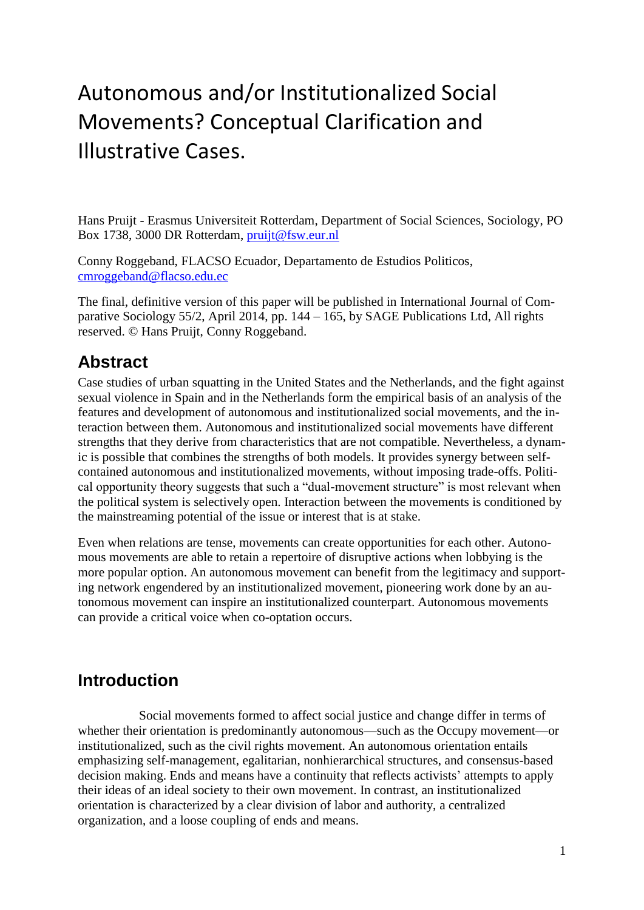# Autonomous and/or Institutionalized Social Movements? Conceptual Clarification and Illustrative Cases.

Hans Pruijt - Erasmus Universiteit Rotterdam, Department of Social Sciences, Sociology, PO Box 1738, 3000 DR Rotterdam, pruijt@fsw.eur.nl

Conny Roggeband, FLACSO Ecuador, Departamento de Estudios Politicos, cmroggeband@flacso.edu.ec

The final, definitive version of this paper will be published in International Journal of Comparative Sociology 55/2, April 2014, pp. 144 – 165, by SAGE Publications Ltd, All rights reserved. © Hans Pruijt, Conny Roggeband.

## Abstract

Case studies of urban squatting in the United States and the Netherlands, and the fight against sexual violence in Spain and in the Netherlands form the empirical basis of an analysis of the features and development of autonomous and institutionalized social movements, and the interaction between them. Autonomous and institutionalized social movements have different strengths that they derive from characteristics that are not compatible. Nevertheless, a dynamic is possible that combines the strengths of both models. It provides synergy between self-contained autonomous and institutionalized movements, without imposing trade-offs. Political opportunity theory suggests that such a "dual-movement structure" is most relevant when the political system is selectively open. Interaction between the movements is conditioned by the mainstreaming potential of the issue or interest that is at stake.

Even when relations are tense, movements can create opportunities for each other. Autonomous movements are able to retain a repertoire of disruptive actions when lobbying is the more popular option. An autonomous movement can benefit from the legitimacy and supporting network engendered by an institutionalized movement, pioneering work done by an autonomous movement can inspire an institutionalized counterpart. Autonomous movements can provide a critical voice when co-optation occurs.

## Introduction

Social movements formed to affect social justice and change differ in terms of whether their orientation is predominantly autonomous—such as the Occupy movement—or institutionalized, such as the civil rights movement. An autonomous orientation entails emphasizing self-management, egalitarian, nonhierarchical structures, and consensus-based decision making. Ends and means have a continuity that reflects activists' attempts to apply their ideas of an ideal society to their own movement. In contrast, an institutionalized orientation is characterized by a clear division of labor and authority, a centralized organization, and a loose coupling of ends and means.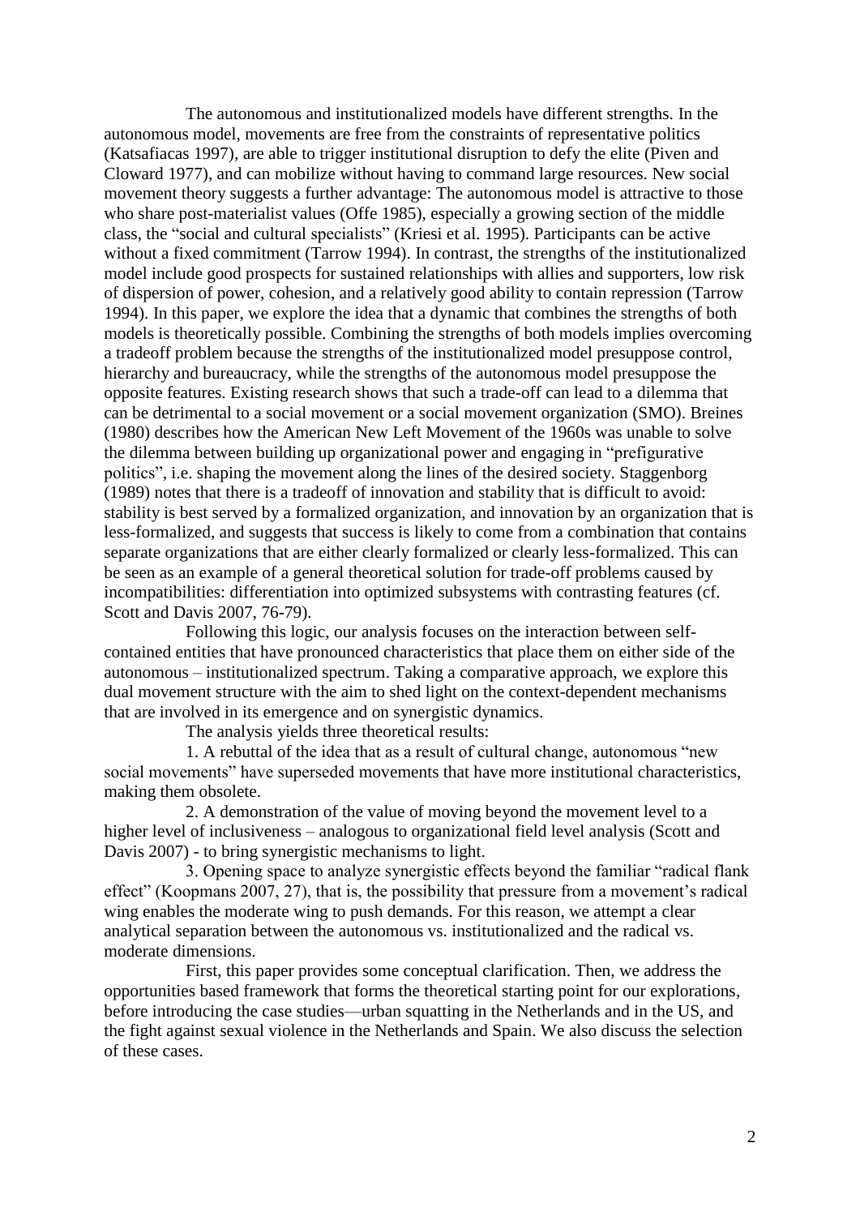The autonomous and institutionalized models have different strengths. In the autonomous model, movements are free from the constraints of representative politics (Katsafiacas 1997), are able to trigger institutional disruption to defy the elite (Piven and Cloward 1977), and can mobilize without having to command large resources. New social movement theory suggests a further advantage: The autonomous model is attractive to those who share post-materialist values (Offe 1985), especially a growing section of the middle class, the "social and cultural specialists" (Kriesi et al. 1995). Participants can be active without a fixed commitment (Tarrow 1994). In contrast, the strengths of the institutionalized model include good prospects for sustained relationships with allies and supporters, low risk of dispersion of power, cohesion, and a relatively good ability to contain repression (Tarrow 1994). In this paper, we explore the idea that a dynamic that combines the strengths of both models is theoretically possible. Combining the strengths of both models implies overcoming a tradeoff problem because the strengths of the institutionalized model presuppose control, hierarchy and bureaucracy, while the strengths of the autonomous model presuppose the opposite features. Existing research shows that such a trade-off can lead to a dilemma that can be detrimental to a social movement or a social movement organization (SMO). Breines (1980) describes how the American New Left Movement of the 1960s was unable to solve the dilemma between building up organizational power and engaging in "prefigurative politics", i.e. shaping the movement along the lines of the desired society. Staggenborg (1989) notes that there is a tradeoff of innovation and stability that is difficult to avoid: stability is best served by a formalized organization, and innovation by an organization that is less-formalized, and suggests that success is likely to come from a combination that contains separate organizations that are either clearly formalized or clearly less-formalized. This can be seen as an example of a general theoretical solution for trade-off problems caused by incompatibilities: differentiation into optimized subsystems with contrasting features (cf. Scott and Davis 2007, 76-79).

Following this logic, our analysis focuses on the interaction between self-contained entities that have pronounced characteristics that place them on either side of the autonomous – institutionalized spectrum. Taking a comparative approach, we explore this dual movement structure with the aim to shed light on the context-dependent mechanisms that are involved in its emergence and on synergistic dynamics.

The analysis yields three theoretical results:

1. A rebuttal of the idea that as a result of cultural change, autonomous "new social movements" have superseded movements that have more institutional characteristics, making them obsolete.

2. A demonstration of the value of moving beyond the movement level to a higher level of inclusiveness – analogous to organizational field level analysis (Scott and Davis 2007) - to bring synergistic mechanisms to light.

3. Opening space to analyze synergistic effects beyond the familiar "radical flank effect" (Koopmans 2007, 27), that is, the possibility that pressure from a movement's radical wing enables the moderate wing to push demands. For this reason, we attempt a clear analytical separation between the autonomous vs. institutionalized and the radical vs. moderate dimensions.

First, this paper provides some conceptual clarification. Then, we address the opportunities based framework that forms the theoretical starting point for our explorations, before introducing the case studies—urban squatting in the Netherlands and in the US, and the fight against sexual violence in the Netherlands and Spain. We also discuss the selection of these cases.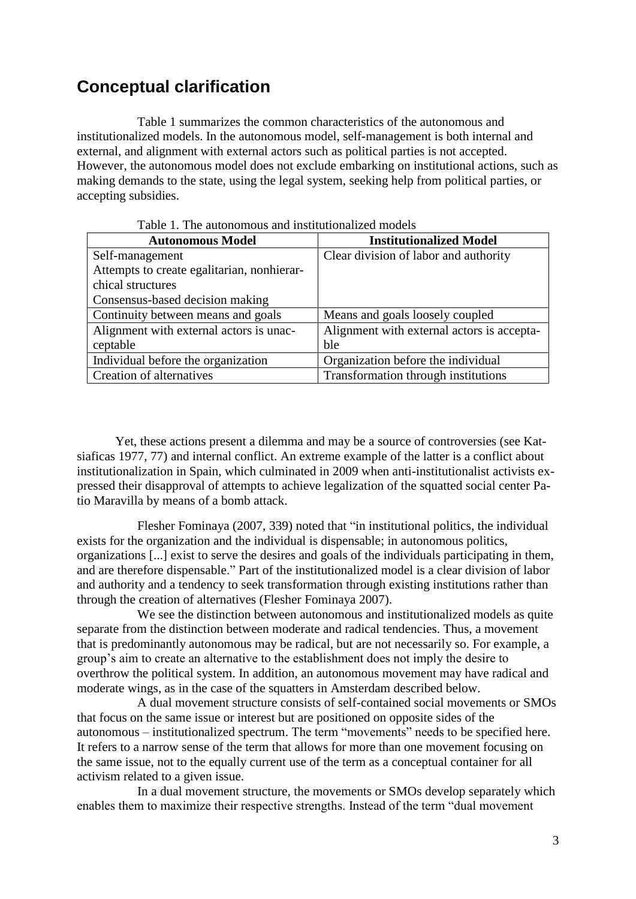## Conceptual clarification

Table 1 summarizes the common characteristics of the autonomous and institutionalized models. In the autonomous model, self-management is both internal and external, and alignment with external actors such as political parties is not accepted. However, the autonomous model does not exclude embarking on institutional actions, such as making demands to the state, using the legal system, seeking help from political parties, or accepting subsidies.

Table 1. The autonomous and institutionalized models

| Autonomous Model | Institutionalized Model |
|---|---|
| Self-management<br>Attempts to create egalitarian, nonhierarchical structures<br>Consensus-based decision making | Clear division of labor and authority |
| Continuity between means and goals | Means and goals loosely coupled |
| Alignment with external actors is unacceptable | Alignment with external actors is acceptable |
| Individual before the organization | Organization before the individual |
| Creation of alternatives | Transformation through institutions |

Yet, these actions present a dilemma and may be a source of controversies (see Katsiaficas 1977, 77) and internal conflict. An extreme example of the latter is a conflict about institutionalization in Spain, which culminated in 2009 when anti-institutionalist activists expressed their disapproval of attempts to achieve legalization of the squatted social center Patio Maravilla by means of a bomb attack.

Flesher Fominaya (2007, 339) noted that "in institutional politics, the individual exists for the organization and the individual is dispensable; in autonomous politics, organizations [...] exist to serve the desires and goals of the individuals participating in them, and are therefore dispensable." Part of the institutionalized model is a clear division of labor and authority and a tendency to seek transformation through existing institutions rather than through the creation of alternatives (Flesher Fominaya 2007).

We see the distinction between autonomous and institutionalized models as quite separate from the distinction between moderate and radical tendencies. Thus, a movement that is predominantly autonomous may be radical, but are not necessarily so. For example, a group's aim to create an alternative to the establishment does not imply the desire to overthrow the political system. In addition, an autonomous movement may have radical and moderate wings, as in the case of the squatters in Amsterdam described below.

A dual movement structure consists of self-contained social movements or SMOs that focus on the same issue or interest but are positioned on opposite sides of the autonomous – institutionalized spectrum. The term "movements" needs to be specified here. It refers to a narrow sense of the term that allows for more than one movement focusing on the same issue, not to the equally current use of the term as a conceptual container for all activism related to a given issue.

In a dual movement structure, the movements or SMOs develop separately which enables them to maximize their respective strengths. Instead of the term "dual movement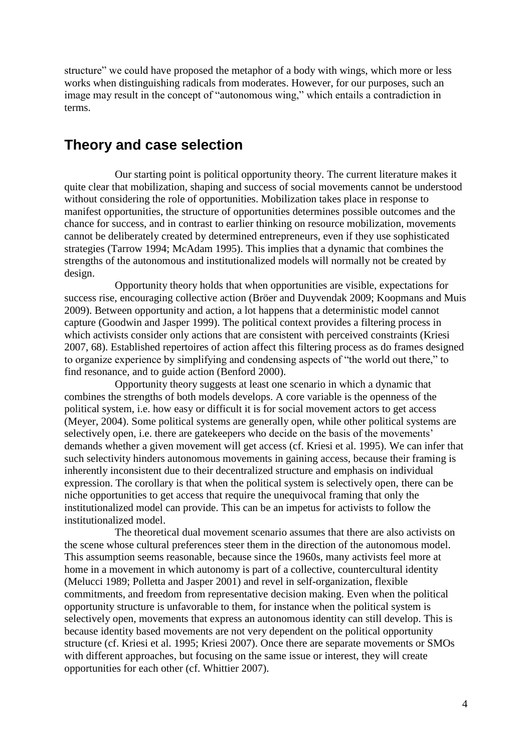structure" we could have proposed the metaphor of a body with wings, which more or less works when distinguishing radicals from moderates. However, for our purposes, such an image may result in the concept of "autonomous wing," which entails a contradiction in terms.

## Theory and case selection

Our starting point is political opportunity theory. The current literature makes it quite clear that mobilization, shaping and success of social movements cannot be understood without considering the role of opportunities. Mobilization takes place in response to manifest opportunities, the structure of opportunities determines possible outcomes and the chance for success, and in contrast to earlier thinking on resource mobilization, movements cannot be deliberately created by determined entrepreneurs, even if they use sophisticated strategies (Tarrow 1994; McAdam 1995). This implies that a dynamic that combines the strengths of the autonomous and institutionalized models will normally not be created by design.

Opportunity theory holds that when opportunities are visible, expectations for success rise, encouraging collective action (Bröer and Duyvendak 2009; Koopmans and Muis 2009). Between opportunity and action, a lot happens that a deterministic model cannot capture (Goodwin and Jasper 1999). The political context provides a filtering process in which activists consider only actions that are consistent with perceived constraints (Kriesi 2007, 68). Established repertoires of action affect this filtering process as do frames designed to organize experience by simplifying and condensing aspects of "the world out there," to find resonance, and to guide action (Benford 2000).

Opportunity theory suggests at least one scenario in which a dynamic that combines the strengths of both models develops. A core variable is the openness of the political system, i.e. how easy or difficult it is for social movement actors to get access (Meyer, 2004). Some political systems are generally open, while other political systems are selectively open, i.e. there are gatekeepers who decide on the basis of the movements' demands whether a given movement will get access (cf. Kriesi et al. 1995). We can infer that such selectivity hinders autonomous movements in gaining access, because their framing is inherently inconsistent due to their decentralized structure and emphasis on individual expression. The corollary is that when the political system is selectively open, there can be niche opportunities to get access that require the unequivocal framing that only the institutionalized model can provide. This can be an impetus for activists to follow the institutionalized model.

The theoretical dual movement scenario assumes that there are also activists on the scene whose cultural preferences steer them in the direction of the autonomous model. This assumption seems reasonable, because since the 1960s, many activists feel more at home in a movement in which autonomy is part of a collective, countercultural identity (Melucci 1989; Polletta and Jasper 2001) and revel in self-organization, flexible commitments, and freedom from representative decision making. Even when the political opportunity structure is unfavorable to them, for instance when the political system is selectively open, movements that express an autonomous identity can still develop. This is because identity based movements are not very dependent on the political opportunity structure (cf. Kriesi et al. 1995; Kriesi 2007). Once there are separate movements or SMOs with different approaches, but focusing on the same issue or interest, they will create opportunities for each other (cf. Whittier 2007).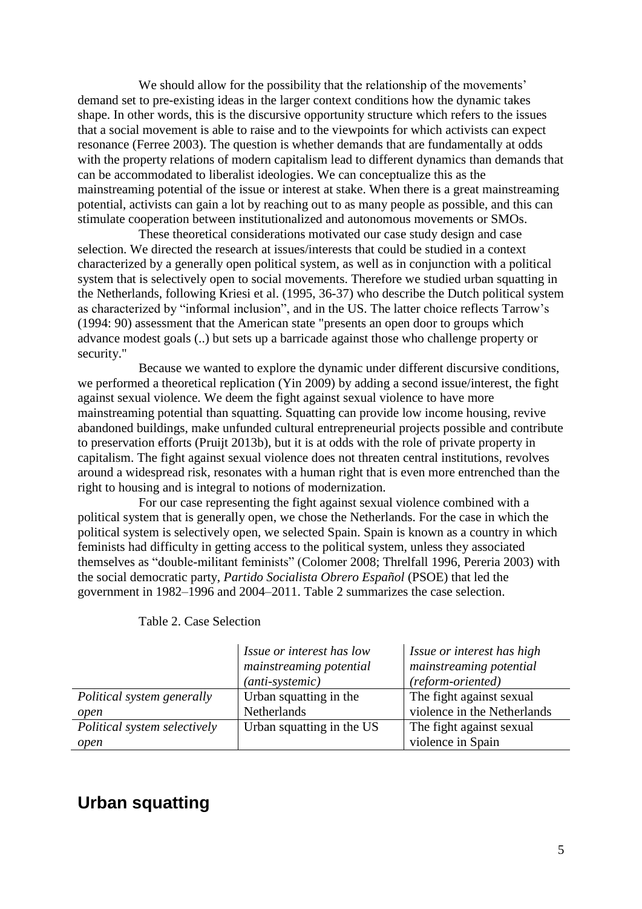We should allow for the possibility that the relationship of the movements' demand set to pre-existing ideas in the larger context conditions how the dynamic takes shape. In other words, this is the discursive opportunity structure which refers to the issues that a social movement is able to raise and to the viewpoints for which activists can expect resonance (Ferree 2003). The question is whether demands that are fundamentally at odds with the property relations of modern capitalism lead to different dynamics than demands that can be accommodated to liberalist ideologies. We can conceptualize this as the mainstreaming potential of the issue or interest at stake. When there is a great mainstreaming potential, activists can gain a lot by reaching out to as many people as possible, and this can stimulate cooperation between institutionalized and autonomous movements or SMOs.

These theoretical considerations motivated our case study design and case selection. We directed the research at issues/interests that could be studied in a context characterized by a generally open political system, as well as in conjunction with a political system that is selectively open to social movements. Therefore we studied urban squatting in the Netherlands, following Kriesi et al. (1995, 36-37) who describe the Dutch political system as characterized by "informal inclusion", and in the US. The latter choice reflects Tarrow's (1994: 90) assessment that the American state "presents an open door to groups which advance modest goals (..) but sets up a barricade against those who challenge property or security."

Because we wanted to explore the dynamic under different discursive conditions, we performed a theoretical replication (Yin 2009) by adding a second issue/interest, the fight against sexual violence. We deem the fight against sexual violence to have more mainstreaming potential than squatting. Squatting can provide low income housing, revive abandoned buildings, make unfunded cultural entrepreneurial projects possible and contribute to preservation efforts (Pruijt 2013b), but it is at odds with the role of private property in capitalism. The fight against sexual violence does not threaten central institutions, revolves around a widespread risk, resonates with a human right that is even more entrenched than the right to housing and is integral to notions of modernization.

For our case representing the fight against sexual violence combined with a political system that is generally open, we chose the Netherlands. For the case in which the political system is selectively open, we selected Spain. Spain is known as a country in which feminists had difficulty in getting access to the political system, unless they associated themselves as "double-militant feminists" (Colomer 2008; Threlfall 1996, Pereria 2003) with the social democratic party, *Partido Socialista Obrero Español* (PSOE) that led the government in 1982–1996 and 2004–2011. Table 2 summarizes the case selection.

Table 2. Case Selection

| | *Issue or interest has low mainstreaming potential (anti-systemic)* | *Issue or interest has high mainstreaming potential (reform-oriented)* |
|---|---|---|
| *Political system generally open* | Urban squatting in the Netherlands | The fight against sexual violence in the Netherlands |
| *Political system selectively open* | Urban squatting in the US | The fight against sexual violence in Spain |

## Urban squatting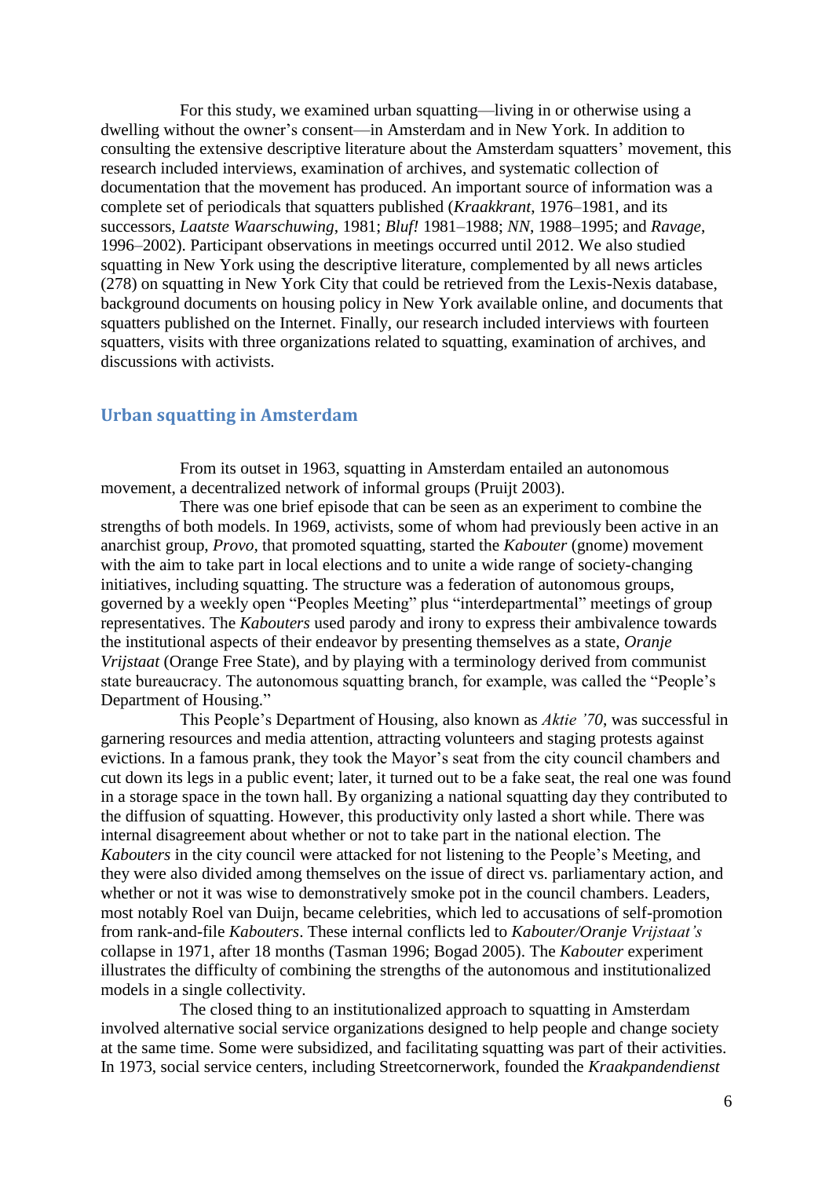For this study, we examined urban squatting—living in or otherwise using a dwelling without the owner's consent—in Amsterdam and in New York. In addition to consulting the extensive descriptive literature about the Amsterdam squatters' movement, this research included interviews, examination of archives, and systematic collection of documentation that the movement has produced. An important source of information was a complete set of periodicals that squatters published (*Kraakkrant*, 1976–1981, and its successors, *Laatste Waarschuwing*, 1981; *Bluf!* 1981–1988; *NN*, 1988–1995; and *Ravage*, 1996–2002). Participant observations in meetings occurred until 2012. We also studied squatting in New York using the descriptive literature, complemented by all news articles (278) on squatting in New York City that could be retrieved from the Lexis-Nexis database, background documents on housing policy in New York available online, and documents that squatters published on the Internet. Finally, our research included interviews with fourteen squatters, visits with three organizations related to squatting, examination of archives, and discussions with activists.

## Urban squatting in Amsterdam

From its outset in 1963, squatting in Amsterdam entailed an autonomous movement, a decentralized network of informal groups (Pruijt 2003).

There was one brief episode that can be seen as an experiment to combine the strengths of both models. In 1969, activists, some of whom had previously been active in an anarchist group, *Provo*, that promoted squatting, started the *Kabouter* (gnome) movement with the aim to take part in local elections and to unite a wide range of society-changing initiatives, including squatting. The structure was a federation of autonomous groups, governed by a weekly open "Peoples Meeting" plus "interdepartmental" meetings of group representatives. The *Kabouters* used parody and irony to express their ambivalence towards the institutional aspects of their endeavor by presenting themselves as a state, *Oranje Vrijstaat* (Orange Free State), and by playing with a terminology derived from communist state bureaucracy. The autonomous squatting branch, for example, was called the "People's Department of Housing."

This People's Department of Housing, also known as *Aktie '70*, was successful in garnering resources and media attention, attracting volunteers and staging protests against evictions. In a famous prank, they took the Mayor's seat from the city council chambers and cut down its legs in a public event; later, it turned out to be a fake seat, the real one was found in a storage space in the town hall. By organizing a national squatting day they contributed to the diffusion of squatting. However, this productivity only lasted a short while. There was internal disagreement about whether or not to take part in the national election. The *Kabouters* in the city council were attacked for not listening to the People's Meeting, and they were also divided among themselves on the issue of direct vs. parliamentary action, and whether or not it was wise to demonstratively smoke pot in the council chambers. Leaders, most notably Roel van Duijn, became celebrities, which led to accusations of self-promotion from rank-and-file *Kabouters*. These internal conflicts led to *Kabouter/Oranje Vrijstaat's* collapse in 1971, after 18 months (Tasman 1996; Bogad 2005). The *Kabouter* experiment illustrates the difficulty of combining the strengths of the autonomous and institutionalized models in a single collectivity.

The closed thing to an institutionalized approach to squatting in Amsterdam involved alternative social service organizations designed to help people and change society at the same time. Some were subsidized, and facilitating squatting was part of their activities. In 1973, social service centers, including Streetcornerwork, founded the *Kraakpandendienst*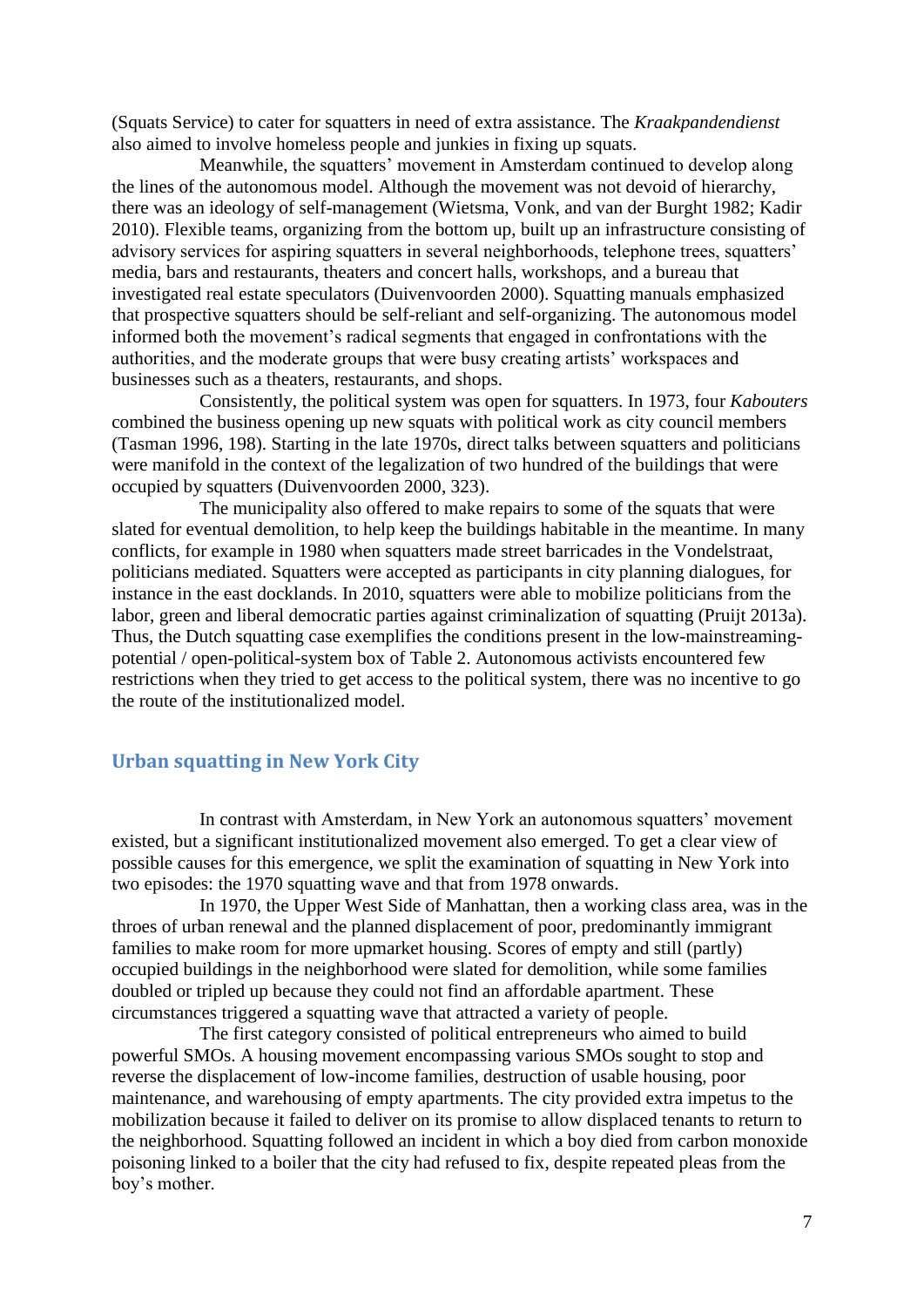(Squats Service) to cater for squatters in need of extra assistance. The *Kraakpandendienst* also aimed to involve homeless people and junkies in fixing up squats.

Meanwhile, the squatters' movement in Amsterdam continued to develop along the lines of the autonomous model. Although the movement was not devoid of hierarchy, there was an ideology of self-management (Wietsma, Vonk, and van der Burght 1982; Kadir 2010). Flexible teams, organizing from the bottom up, built up an infrastructure consisting of advisory services for aspiring squatters in several neighborhoods, telephone trees, squatters' media, bars and restaurants, theaters and concert halls, workshops, and a bureau that investigated real estate speculators (Duivenvoorden 2000). Squatting manuals emphasized that prospective squatters should be self-reliant and self-organizing. The autonomous model informed both the movement's radical segments that engaged in confrontations with the authorities, and the moderate groups that were busy creating artists' workspaces and businesses such as a theaters, restaurants, and shops.

Consistently, the political system was open for squatters. In 1973, four *Kabouters* combined the business opening up new squats with political work as city council members (Tasman 1996, 198). Starting in the late 1970s, direct talks between squatters and politicians were manifold in the context of the legalization of two hundred of the buildings that were occupied by squatters (Duivenvoorden 2000, 323).

The municipality also offered to make repairs to some of the squats that were slated for eventual demolition, to help keep the buildings habitable in the meantime. In many conflicts, for example in 1980 when squatters made street barricades in the Vondelstraat, politicians mediated. Squatters were accepted as participants in city planning dialogues, for instance in the east docklands. In 2010, squatters were able to mobilize politicians from the labor, green and liberal democratic parties against criminalization of squatting (Pruijt 2013a). Thus, the Dutch squatting case exemplifies the conditions present in the low-mainstreaming-potential / open-political-system box of Table 2. Autonomous activists encountered few restrictions when they tried to get access to the political system, there was no incentive to go the route of the institutionalized model.

## Urban squatting in New York City

In contrast with Amsterdam, in New York an autonomous squatters' movement existed, but a significant institutionalized movement also emerged. To get a clear view of possible causes for this emergence, we split the examination of squatting in New York into two episodes: the 1970 squatting wave and that from 1978 onwards.

In 1970, the Upper West Side of Manhattan, then a working class area, was in the throes of urban renewal and the planned displacement of poor, predominantly immigrant families to make room for more upmarket housing. Scores of empty and still (partly) occupied buildings in the neighborhood were slated for demolition, while some families doubled or tripled up because they could not find an affordable apartment. These circumstances triggered a squatting wave that attracted a variety of people.

The first category consisted of political entrepreneurs who aimed to build powerful SMOs. A housing movement encompassing various SMOs sought to stop and reverse the displacement of low-income families, destruction of usable housing, poor maintenance, and warehousing of empty apartments. The city provided extra impetus to the mobilization because it failed to deliver on its promise to allow displaced tenants to return to the neighborhood. Squatting followed an incident in which a boy died from carbon monoxide poisoning linked to a boiler that the city had refused to fix, despite repeated pleas from the boy's mother.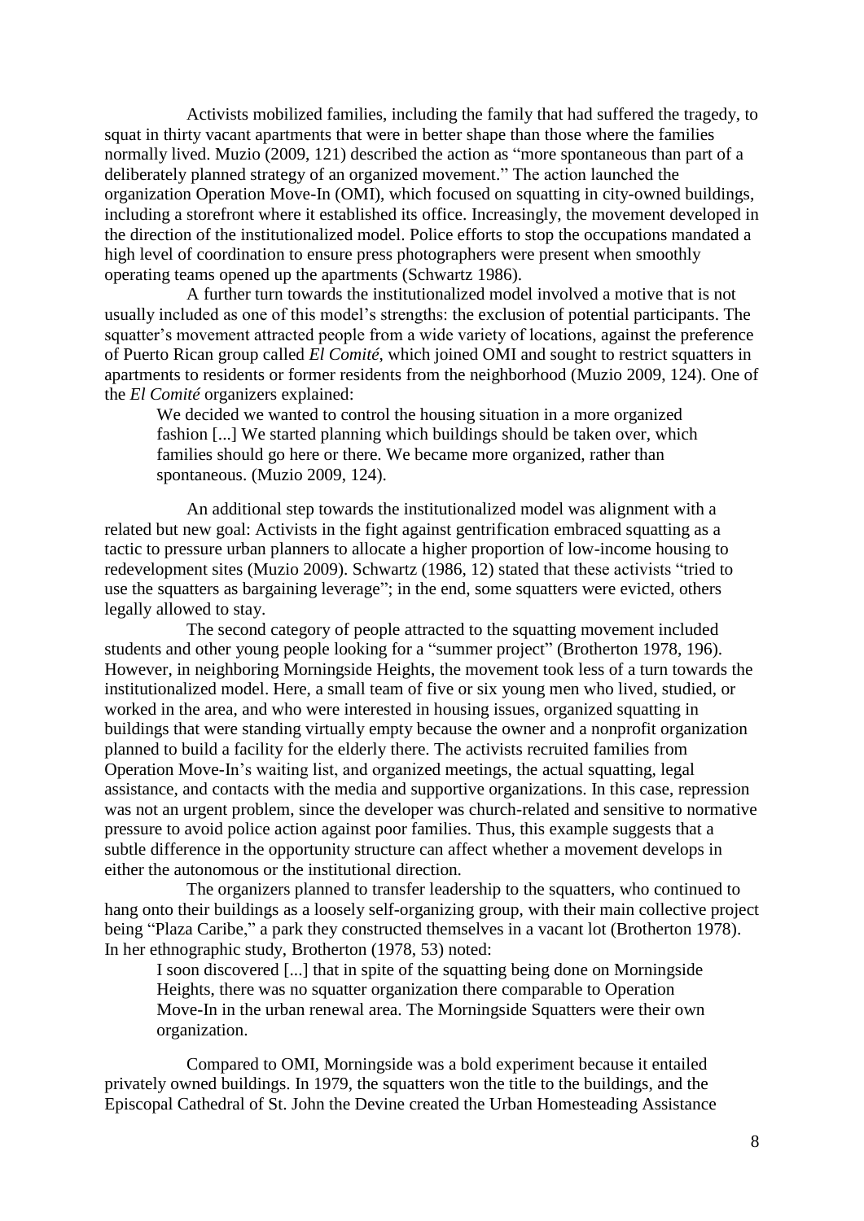Activists mobilized families, including the family that had suffered the tragedy, to squat in thirty vacant apartments that were in better shape than those where the families normally lived. Muzio (2009, 121) described the action as "more spontaneous than part of a deliberately planned strategy of an organized movement." The action launched the organization Operation Move-In (OMI), which focused on squatting in city-owned buildings, including a storefront where it established its office. Increasingly, the movement developed in the direction of the institutionalized model. Police efforts to stop the occupations mandated a high level of coordination to ensure press photographers were present when smoothly operating teams opened up the apartments (Schwartz 1986).

A further turn towards the institutionalized model involved a motive that is not usually included as one of this model's strengths: the exclusion of potential participants. The squatter's movement attracted people from a wide variety of locations, against the preference of Puerto Rican group called *El Comité*, which joined OMI and sought to restrict squatters in apartments to residents or former residents from the neighborhood (Muzio 2009, 124). One of the *El Comité* organizers explained:

> We decided we wanted to control the housing situation in a more organized fashion [...] We started planning which buildings should be taken over, which families should go here or there. We became more organized, rather than spontaneous. (Muzio 2009, 124).

An additional step towards the institutionalized model was alignment with a related but new goal: Activists in the fight against gentrification embraced squatting as a tactic to pressure urban planners to allocate a higher proportion of low-income housing to redevelopment sites (Muzio 2009). Schwartz (1986, 12) stated that these activists "tried to use the squatters as bargaining leverage"; in the end, some squatters were evicted, others legally allowed to stay.

The second category of people attracted to the squatting movement included students and other young people looking for a "summer project" (Brotherton 1978, 196). However, in neighboring Morningside Heights, the movement took less of a turn towards the institutionalized model. Here, a small team of five or six young men who lived, studied, or worked in the area, and who were interested in housing issues, organized squatting in buildings that were standing virtually empty because the owner and a nonprofit organization planned to build a facility for the elderly there. The activists recruited families from Operation Move-In's waiting list, and organized meetings, the actual squatting, legal assistance, and contacts with the media and supportive organizations. In this case, repression was not an urgent problem, since the developer was church-related and sensitive to normative pressure to avoid police action against poor families. Thus, this example suggests that a subtle difference in the opportunity structure can affect whether a movement develops in either the autonomous or the institutional direction.

The organizers planned to transfer leadership to the squatters, who continued to hang onto their buildings as a loosely self-organizing group, with their main collective project being "Plaza Caribe," a park they constructed themselves in a vacant lot (Brotherton 1978). In her ethnographic study, Brotherton (1978, 53) noted:

> I soon discovered [...] that in spite of the squatting being done on Morningside Heights, there was no squatter organization there comparable to Operation Move-In in the urban renewal area. The Morningside Squatters were their own organization.

Compared to OMI, Morningside was a bold experiment because it entailed privately owned buildings. In 1979, the squatters won the title to the buildings, and the Episcopal Cathedral of St. John the Devine created the Urban Homesteading Assistance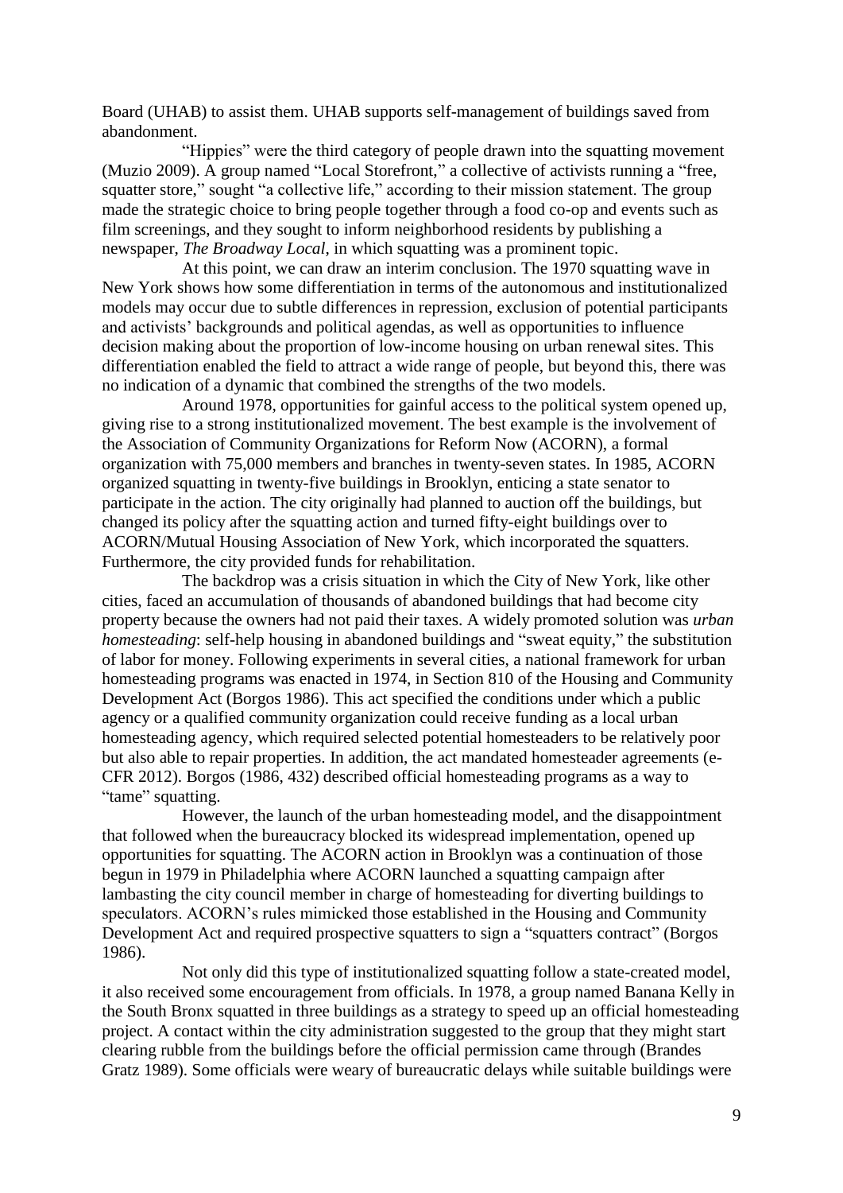Board (UHAB) to assist them. UHAB supports self-management of buildings saved from abandonment.

"Hippies" were the third category of people drawn into the squatting movement (Muzio 2009). A group named "Local Storefront," a collective of activists running a "free, squatter store," sought "a collective life," according to their mission statement. The group made the strategic choice to bring people together through a food co-op and events such as film screenings, and they sought to inform neighborhood residents by publishing a newspaper, *The Broadway Local*, in which squatting was a prominent topic.

At this point, we can draw an interim conclusion. The 1970 squatting wave in New York shows how some differentiation in terms of the autonomous and institutionalized models may occur due to subtle differences in repression, exclusion of potential participants and activists' backgrounds and political agendas, as well as opportunities to influence decision making about the proportion of low-income housing on urban renewal sites. This differentiation enabled the field to attract a wide range of people, but beyond this, there was no indication of a dynamic that combined the strengths of the two models.

Around 1978, opportunities for gainful access to the political system opened up, giving rise to a strong institutionalized movement. The best example is the involvement of the Association of Community Organizations for Reform Now (ACORN), a formal organization with 75,000 members and branches in twenty-seven states. In 1985, ACORN organized squatting in twenty-five buildings in Brooklyn, enticing a state senator to participate in the action. The city originally had planned to auction off the buildings, but changed its policy after the squatting action and turned fifty-eight buildings over to ACORN/Mutual Housing Association of New York, which incorporated the squatters. Furthermore, the city provided funds for rehabilitation.

The backdrop was a crisis situation in which the City of New York, like other cities, faced an accumulation of thousands of abandoned buildings that had become city property because the owners had not paid their taxes. A widely promoted solution was *urban homesteading*: self-help housing in abandoned buildings and "sweat equity," the substitution of labor for money. Following experiments in several cities, a national framework for urban homesteading programs was enacted in 1974, in Section 810 of the Housing and Community Development Act (Borgos 1986). This act specified the conditions under which a public agency or a qualified community organization could receive funding as a local urban homesteading agency, which required selected potential homesteaders to be relatively poor but also able to repair properties. In addition, the act mandated homesteader agreements (e-CFR 2012). Borgos (1986, 432) described official homesteading programs as a way to "tame" squatting.

However, the launch of the urban homesteading model, and the disappointment that followed when the bureaucracy blocked its widespread implementation, opened up opportunities for squatting. The ACORN action in Brooklyn was a continuation of those begun in 1979 in Philadelphia where ACORN launched a squatting campaign after lambasting the city council member in charge of homesteading for diverting buildings to speculators. ACORN's rules mimicked those established in the Housing and Community Development Act and required prospective squatters to sign a "squatters contract" (Borgos 1986).

Not only did this type of institutionalized squatting follow a state-created model, it also received some encouragement from officials. In 1978, a group named Banana Kelly in the South Bronx squatted in three buildings as a strategy to speed up an official homesteading project. A contact within the city administration suggested to the group that they might start clearing rubble from the buildings before the official permission came through (Brandes Gratz 1989). Some officials were weary of bureaucratic delays while suitable buildings were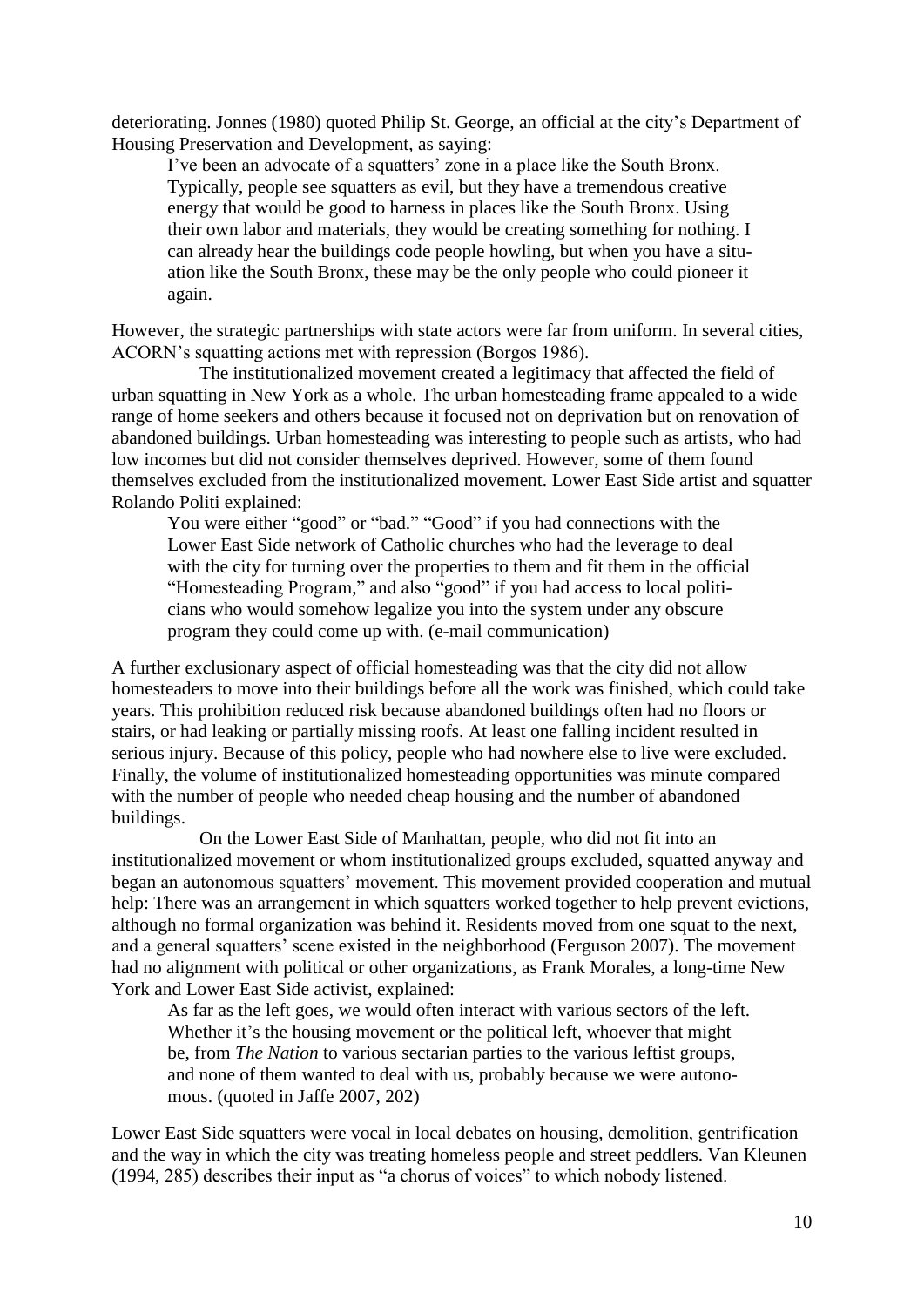deteriorating. Jonnes (1980) quoted Philip St. George, an official at the city's Department of Housing Preservation and Development, as saying:

> I've been an advocate of a squatters' zone in a place like the South Bronx. Typically, people see squatters as evil, but they have a tremendous creative energy that would be good to harness in places like the South Bronx. Using their own labor and materials, they would be creating something for nothing. I can already hear the buildings code people howling, but when you have a situation like the South Bronx, these may be the only people who could pioneer it again.

However, the strategic partnerships with state actors were far from uniform. In several cities, ACORN's squatting actions met with repression (Borgos 1986).

The institutionalized movement created a legitimacy that affected the field of urban squatting in New York as a whole. The urban homesteading frame appealed to a wide range of home seekers and others because it focused not on deprivation but on renovation of abandoned buildings. Urban homesteading was interesting to people such as artists, who had low incomes but did not consider themselves deprived. However, some of them found themselves excluded from the institutionalized movement. Lower East Side artist and squatter Rolando Politi explained:

> You were either "good" or "bad." "Good" if you had connections with the Lower East Side network of Catholic churches who had the leverage to deal with the city for turning over the properties to them and fit them in the official "Homesteading Program," and also "good" if you had access to local politicians who would somehow legalize you into the system under any obscure program they could come up with. (e-mail communication)

A further exclusionary aspect of official homesteading was that the city did not allow homesteaders to move into their buildings before all the work was finished, which could take years. This prohibition reduced risk because abandoned buildings often had no floors or stairs, or had leaking or partially missing roofs. At least one falling incident resulted in serious injury. Because of this policy, people who had nowhere else to live were excluded. Finally, the volume of institutionalized homesteading opportunities was minute compared with the number of people who needed cheap housing and the number of abandoned buildings.

On the Lower East Side of Manhattan, people, who did not fit into an institutionalized movement or whom institutionalized groups excluded, squatted anyway and began an autonomous squatters' movement. This movement provided cooperation and mutual help: There was an arrangement in which squatters worked together to help prevent evictions, although no formal organization was behind it. Residents moved from one squat to the next, and a general squatters' scene existed in the neighborhood (Ferguson 2007). The movement had no alignment with political or other organizations, as Frank Morales, a long-time New York and Lower East Side activist, explained:

> As far as the left goes, we would often interact with various sectors of the left. Whether it's the housing movement or the political left, whoever that might be, from *The Nation* to various sectarian parties to the various leftist groups, and none of them wanted to deal with us, probably because we were autonomous. (quoted in Jaffe 2007, 202)

Lower East Side squatters were vocal in local debates on housing, demolition, gentrification and the way in which the city was treating homeless people and street peddlers. Van Kleunen (1994, 285) describes their input as "a chorus of voices" to which nobody listened.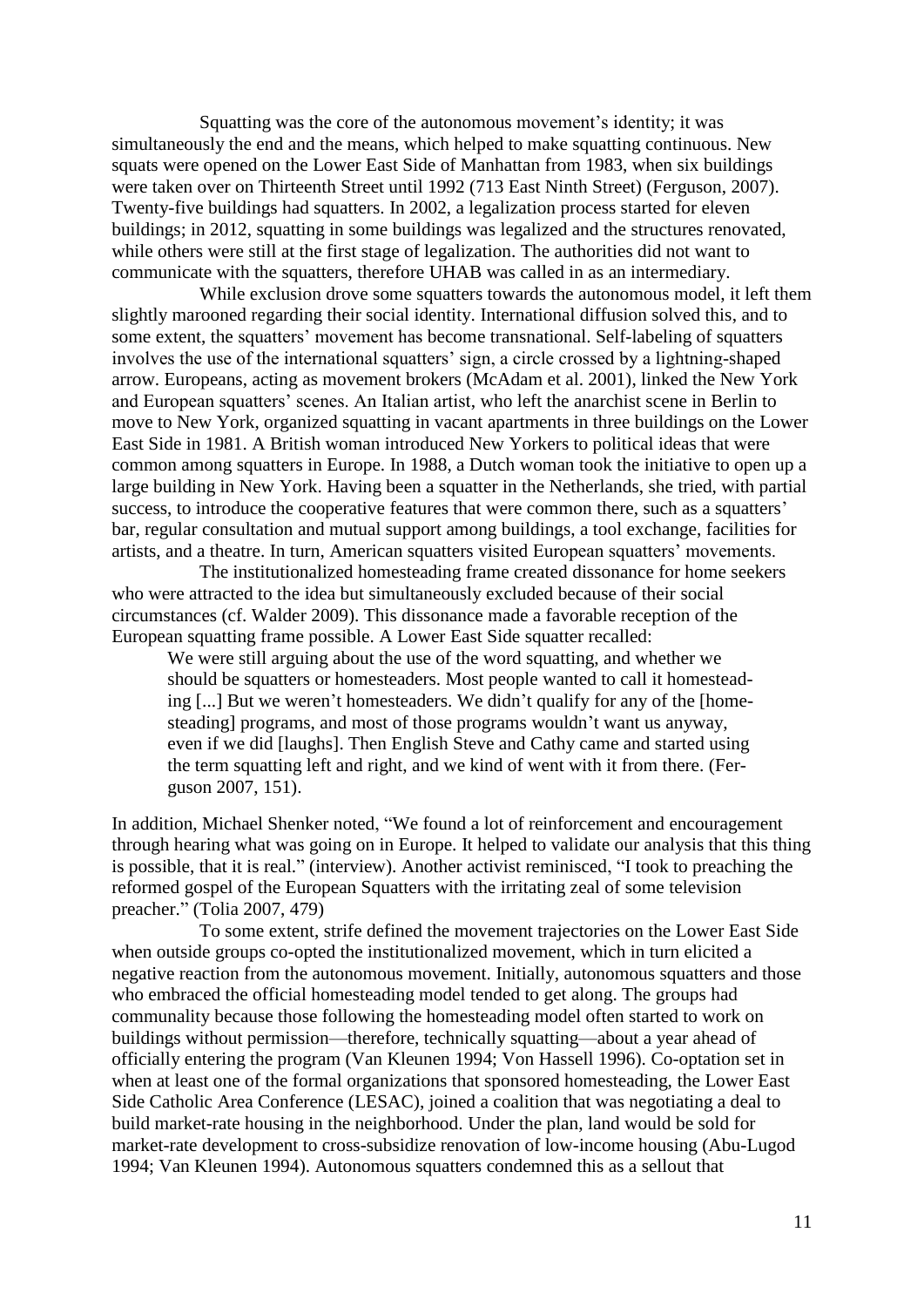Squatting was the core of the autonomous movement's identity; it was simultaneously the end and the means, which helped to make squatting continuous. New squats were opened on the Lower East Side of Manhattan from 1983, when six buildings were taken over on Thirteenth Street until 1992 (713 East Ninth Street) (Ferguson, 2007). Twenty-five buildings had squatters. In 2002, a legalization process started for eleven buildings; in 2012, squatting in some buildings was legalized and the structures renovated, while others were still at the first stage of legalization. The authorities did not want to communicate with the squatters, therefore UHAB was called in as an intermediary.

While exclusion drove some squatters towards the autonomous model, it left them slightly marooned regarding their social identity. International diffusion solved this, and to some extent, the squatters' movement has become transnational. Self-labeling of squatters involves the use of the international squatters' sign, a circle crossed by a lightning-shaped arrow. Europeans, acting as movement brokers (McAdam et al. 2001), linked the New York and European squatters' scenes. An Italian artist, who left the anarchist scene in Berlin to move to New York, organized squatting in vacant apartments in three buildings on the Lower East Side in 1981. A British woman introduced New Yorkers to political ideas that were common among squatters in Europe. In 1988, a Dutch woman took the initiative to open up a large building in New York. Having been a squatter in the Netherlands, she tried, with partial success, to introduce the cooperative features that were common there, such as a squatters' bar, regular consultation and mutual support among buildings, a tool exchange, facilities for artists, and a theatre. In turn, American squatters visited European squatters' movements.

The institutionalized homesteading frame created dissonance for home seekers who were attracted to the idea but simultaneously excluded because of their social circumstances (cf. Walder 2009). This dissonance made a favorable reception of the European squatting frame possible. A Lower East Side squatter recalled:

> We were still arguing about the use of the word squatting, and whether we should be squatters or homesteaders. Most people wanted to call it homesteading [...] But we weren't homesteaders. We didn't qualify for any of the [homesteading] programs, and most of those programs wouldn't want us anyway, even if we did [laughs]. Then English Steve and Cathy came and started using the term squatting left and right, and we kind of went with it from there. (Ferguson 2007, 151).

In addition, Michael Shenker noted, "We found a lot of reinforcement and encouragement through hearing what was going on in Europe. It helped to validate our analysis that this thing is possible, that it is real." (interview). Another activist reminisced, "I took to preaching the reformed gospel of the European Squatters with the irritating zeal of some television preacher." (Tolia 2007, 479)

To some extent, strife defined the movement trajectories on the Lower East Side when outside groups co-opted the institutionalized movement, which in turn elicited a negative reaction from the autonomous movement. Initially, autonomous squatters and those who embraced the official homesteading model tended to get along. The groups had communality because those following the homesteading model often started to work on buildings without permission—therefore, technically squatting—about a year ahead of officially entering the program (Van Kleunen 1994; Von Hassell 1996). Co-optation set in when at least one of the formal organizations that sponsored homesteading, the Lower East Side Catholic Area Conference (LESAC), joined a coalition that was negotiating a deal to build market-rate housing in the neighborhood. Under the plan, land would be sold for market-rate development to cross-subsidize renovation of low-income housing (Abu-Lugod 1994; Van Kleunen 1994). Autonomous squatters condemned this as a sellout that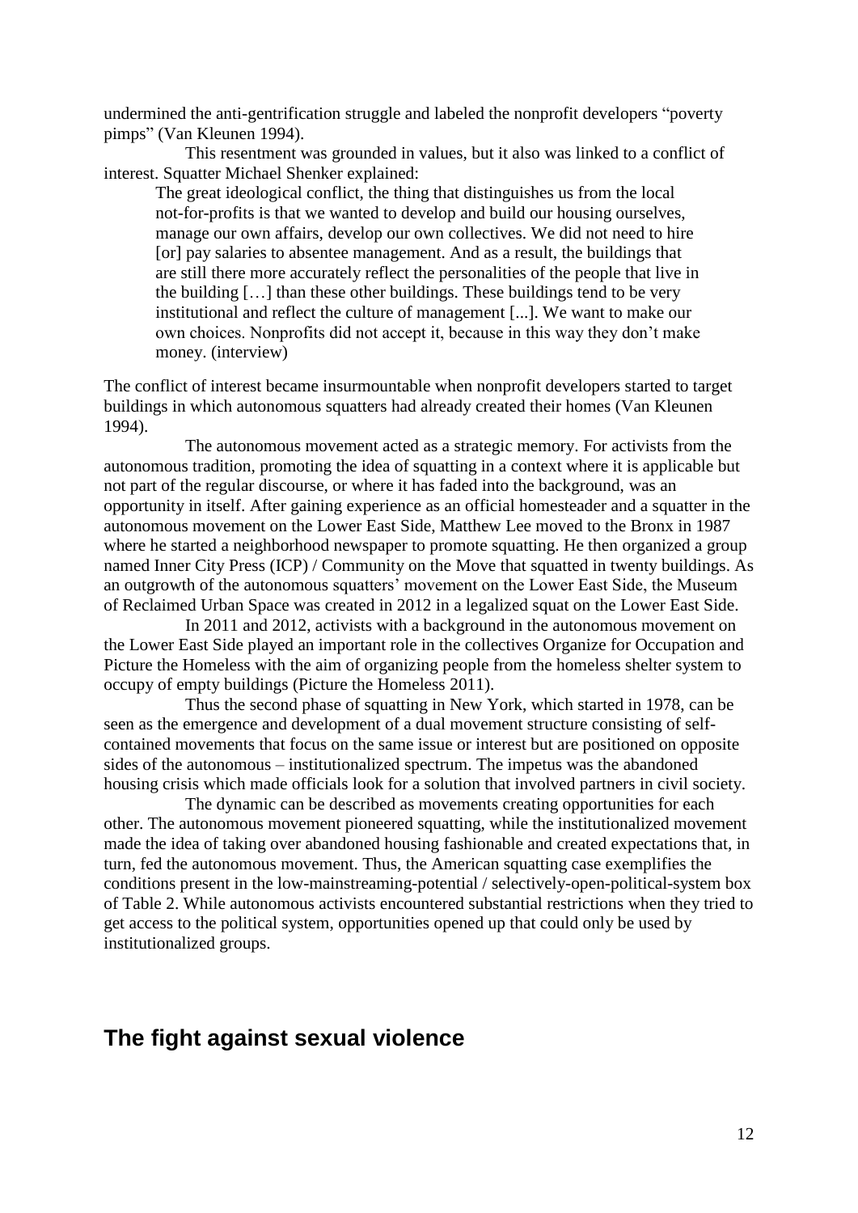undermined the anti-gentrification struggle and labeled the nonprofit developers "poverty pimps" (Van Kleunen 1994).

This resentment was grounded in values, but it also was linked to a conflict of interest. Squatter Michael Shenker explained:

> The great ideological conflict, the thing that distinguishes us from the local not-for-profits is that we wanted to develop and build our housing ourselves, manage our own affairs, develop our own collectives. We did not need to hire [or] pay salaries to absentee management. And as a result, the buildings that are still there more accurately reflect the personalities of the people that live in the building […] than these other buildings. These buildings tend to be very institutional and reflect the culture of management [...]. We want to make our own choices. Nonprofits did not accept it, because in this way they don't make money. (interview)

The conflict of interest became insurmountable when nonprofit developers started to target buildings in which autonomous squatters had already created their homes (Van Kleunen 1994).

The autonomous movement acted as a strategic memory. For activists from the autonomous tradition, promoting the idea of squatting in a context where it is applicable but not part of the regular discourse, or where it has faded into the background, was an opportunity in itself. After gaining experience as an official homesteader and a squatter in the autonomous movement on the Lower East Side, Matthew Lee moved to the Bronx in 1987 where he started a neighborhood newspaper to promote squatting. He then organized a group named Inner City Press (ICP) / Community on the Move that squatted in twenty buildings. As an outgrowth of the autonomous squatters' movement on the Lower East Side, the Museum of Reclaimed Urban Space was created in 2012 in a legalized squat on the Lower East Side.

In 2011 and 2012, activists with a background in the autonomous movement on the Lower East Side played an important role in the collectives Organize for Occupation and Picture the Homeless with the aim of organizing people from the homeless shelter system to occupy of empty buildings (Picture the Homeless 2011).

Thus the second phase of squatting in New York, which started in 1978, can be seen as the emergence and development of a dual movement structure consisting of self-contained movements that focus on the same issue or interest but are positioned on opposite sides of the autonomous – institutionalized spectrum. The impetus was the abandoned housing crisis which made officials look for a solution that involved partners in civil society.

The dynamic can be described as movements creating opportunities for each other. The autonomous movement pioneered squatting, while the institutionalized movement made the idea of taking over abandoned housing fashionable and created expectations that, in turn, fed the autonomous movement. Thus, the American squatting case exemplifies the conditions present in the low-mainstreaming-potential / selectively-open-political-system box of Table 2. While autonomous activists encountered substantial restrictions when they tried to get access to the political system, opportunities opened up that could only be used by institutionalized groups.

## The fight against sexual violence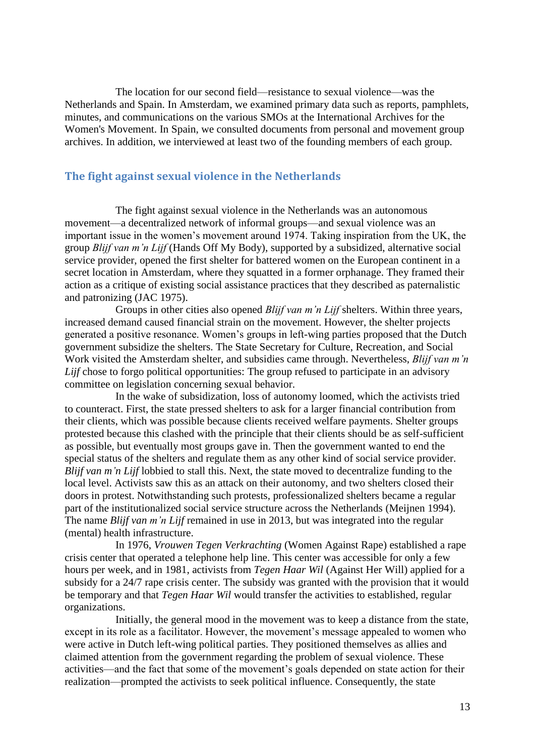The location for our second field—resistance to sexual violence—was the Netherlands and Spain. In Amsterdam, we examined primary data such as reports, pamphlets, minutes, and communications on the various SMOs at the International Archives for the Women's Movement. In Spain, we consulted documents from personal and movement group archives. In addition, we interviewed at least two of the founding members of each group.

## The fight against sexual violence in the Netherlands

The fight against sexual violence in the Netherlands was an autonomous movement—a decentralized network of informal groups—and sexual violence was an important issue in the women's movement around 1974. Taking inspiration from the UK, the group *Blijf van m'n Lijf* (Hands Off My Body), supported by a subsidized, alternative social service provider, opened the first shelter for battered women on the European continent in a secret location in Amsterdam, where they squatted in a former orphanage. They framed their action as a critique of existing social assistance practices that they described as paternalistic and patronizing (JAC 1975).

Groups in other cities also opened *Blijf van m'n Lijf* shelters. Within three years, increased demand caused financial strain on the movement. However, the shelter projects generated a positive resonance. Women's groups in left-wing parties proposed that the Dutch government subsidize the shelters. The State Secretary for Culture, Recreation, and Social Work visited the Amsterdam shelter, and subsidies came through. Nevertheless, *Blijf van m'n Lijf* chose to forgo political opportunities: The group refused to participate in an advisory committee on legislation concerning sexual behavior.

In the wake of subsidization, loss of autonomy loomed, which the activists tried to counteract. First, the state pressed shelters to ask for a larger financial contribution from their clients, which was possible because clients received welfare payments. Shelter groups protested because this clashed with the principle that their clients should be as self-sufficient as possible, but eventually most groups gave in. Then the government wanted to end the special status of the shelters and regulate them as any other kind of social service provider. *Blijf van m'n Lijf* lobbied to stall this. Next, the state moved to decentralize funding to the local level. Activists saw this as an attack on their autonomy, and two shelters closed their doors in protest. Notwithstanding such protests, professionalized shelters became a regular part of the institutionalized social service structure across the Netherlands (Meijnen 1994). The name *Blijf van m'n Lijf* remained in use in 2013, but was integrated into the regular (mental) health infrastructure.

In 1976, *Vrouwen Tegen Verkrachting* (Women Against Rape) established a rape crisis center that operated a telephone help line. This center was accessible for only a few hours per week, and in 1981, activists from *Tegen Haar Wil* (Against Her Will) applied for a subsidy for a 24/7 rape crisis center. The subsidy was granted with the provision that it would be temporary and that *Tegen Haar Wil* would transfer the activities to established, regular organizations.

Initially, the general mood in the movement was to keep a distance from the state, except in its role as a facilitator. However, the movement's message appealed to women who were active in Dutch left-wing political parties. They positioned themselves as allies and claimed attention from the government regarding the problem of sexual violence. These activities—and the fact that some of the movement's goals depended on state action for their realization—prompted the activists to seek political influence. Consequently, the state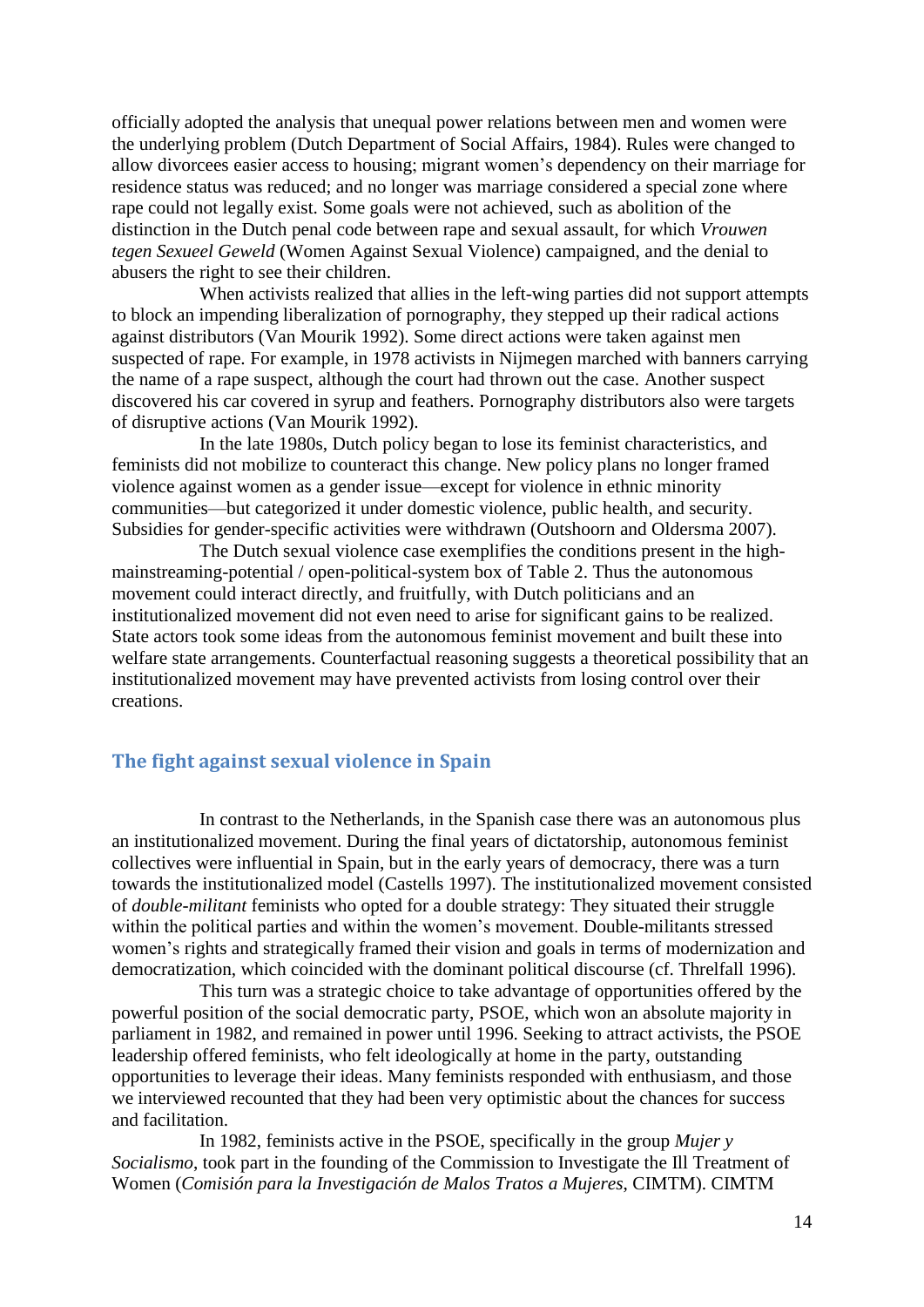officially adopted the analysis that unequal power relations between men and women were the underlying problem (Dutch Department of Social Affairs, 1984). Rules were changed to allow divorcees easier access to housing; migrant women's dependency on their marriage for residence status was reduced; and no longer was marriage considered a special zone where rape could not legally exist. Some goals were not achieved, such as abolition of the distinction in the Dutch penal code between rape and sexual assault, for which *Vrouwen tegen Sexueel Geweld* (Women Against Sexual Violence) campaigned, and the denial to abusers the right to see their children.

When activists realized that allies in the left-wing parties did not support attempts to block an impending liberalization of pornography, they stepped up their radical actions against distributors (Van Mourik 1992). Some direct actions were taken against men suspected of rape. For example, in 1978 activists in Nijmegen marched with banners carrying the name of a rape suspect, although the court had thrown out the case. Another suspect discovered his car covered in syrup and feathers. Pornography distributors also were targets of disruptive actions (Van Mourik 1992).

In the late 1980s, Dutch policy began to lose its feminist characteristics, and feminists did not mobilize to counteract this change. New policy plans no longer framed violence against women as a gender issue—except for violence in ethnic minority communities—but categorized it under domestic violence, public health, and security. Subsidies for gender-specific activities were withdrawn (Outshoorn and Oldersma 2007).

The Dutch sexual violence case exemplifies the conditions present in the high-mainstreaming-potential / open-political-system box of Table 2. Thus the autonomous movement could interact directly, and fruitfully, with Dutch politicians and an institutionalized movement did not even need to arise for significant gains to be realized. State actors took some ideas from the autonomous feminist movement and built these into welfare state arrangements. Counterfactual reasoning suggests a theoretical possibility that an institutionalized movement may have prevented activists from losing control over their creations.

## The fight against sexual violence in Spain

In contrast to the Netherlands, in the Spanish case there was an autonomous plus an institutionalized movement. During the final years of dictatorship, autonomous feminist collectives were influential in Spain, but in the early years of democracy, there was a turn towards the institutionalized model (Castells 1997). The institutionalized movement consisted of *double-militant* feminists who opted for a double strategy: They situated their struggle within the political parties and within the women's movement. Double-militants stressed women's rights and strategically framed their vision and goals in terms of modernization and democratization, which coincided with the dominant political discourse (cf. Threlfall 1996).

This turn was a strategic choice to take advantage of opportunities offered by the powerful position of the social democratic party, PSOE, which won an absolute majority in parliament in 1982, and remained in power until 1996. Seeking to attract activists, the PSOE leadership offered feminists, who felt ideologically at home in the party, outstanding opportunities to leverage their ideas. Many feminists responded with enthusiasm, and those we interviewed recounted that they had been very optimistic about the chances for success and facilitation.

In 1982, feminists active in the PSOE, specifically in the group *Mujer y Socialismo*, took part in the founding of the Commission to Investigate the Ill Treatment of Women (*Comisión para la Investigación de Malos Tratos a Mujeres*, CIMTM). CIMTM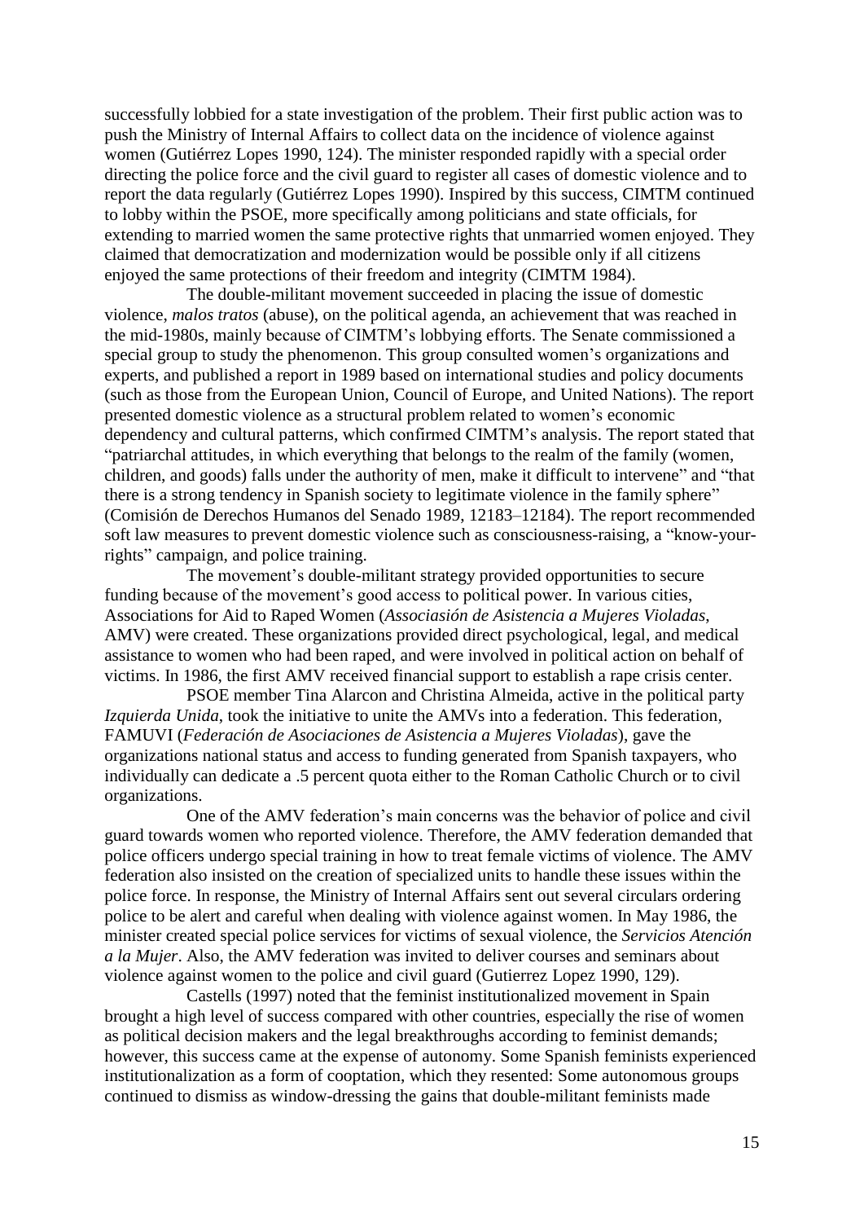successfully lobbied for a state investigation of the problem. Their first public action was to push the Ministry of Internal Affairs to collect data on the incidence of violence against women (Gutiérrez Lopes 1990, 124). The minister responded rapidly with a special order directing the police force and the civil guard to register all cases of domestic violence and to report the data regularly (Gutiérrez Lopes 1990). Inspired by this success, CIMTM continued to lobby within the PSOE, more specifically among politicians and state officials, for extending to married women the same protective rights that unmarried women enjoyed. They claimed that democratization and modernization would be possible only if all citizens enjoyed the same protections of their freedom and integrity (CIMTM 1984).

The double-militant movement succeeded in placing the issue of domestic violence, *malos tratos* (abuse), on the political agenda, an achievement that was reached in the mid-1980s, mainly because of CIMTM's lobbying efforts. The Senate commissioned a special group to study the phenomenon. This group consulted women's organizations and experts, and published a report in 1989 based on international studies and policy documents (such as those from the European Union, Council of Europe, and United Nations). The report presented domestic violence as a structural problem related to women's economic dependency and cultural patterns, which confirmed CIMTM's analysis. The report stated that "patriarchal attitudes, in which everything that belongs to the realm of the family (women, children, and goods) falls under the authority of men, make it difficult to intervene" and "that there is a strong tendency in Spanish society to legitimate violence in the family sphere" (Comisión de Derechos Humanos del Senado 1989, 12183–12184). The report recommended soft law measures to prevent domestic violence such as consciousness-raising, a "know-your-rights" campaign, and police training.

The movement's double-militant strategy provided opportunities to secure funding because of the movement's good access to political power. In various cities, Associations for Aid to Raped Women (*Associasión de Asistencia a Mujeres Violadas*, AMV) were created. These organizations provided direct psychological, legal, and medical assistance to women who had been raped, and were involved in political action on behalf of victims. In 1986, the first AMV received financial support to establish a rape crisis center.

PSOE member Tina Alarcon and Christina Almeida, active in the political party *Izquierda Unida*, took the initiative to unite the AMVs into a federation. This federation, FAMUVI (*Federación de Asociaciones de Asistencia a Mujeres Violadas*), gave the organizations national status and access to funding generated from Spanish taxpayers, who individually can dedicate a .5 percent quota either to the Roman Catholic Church or to civil organizations.

One of the AMV federation's main concerns was the behavior of police and civil guard towards women who reported violence. Therefore, the AMV federation demanded that police officers undergo special training in how to treat female victims of violence. The AMV federation also insisted on the creation of specialized units to handle these issues within the police force. In response, the Ministry of Internal Affairs sent out several circulars ordering police to be alert and careful when dealing with violence against women. In May 1986, the minister created special police services for victims of sexual violence, the *Servicios Atención a la Mujer*. Also, the AMV federation was invited to deliver courses and seminars about violence against women to the police and civil guard (Gutierrez Lopez 1990, 129).

Castells (1997) noted that the feminist institutionalized movement in Spain brought a high level of success compared with other countries, especially the rise of women as political decision makers and the legal breakthroughs according to feminist demands; however, this success came at the expense of autonomy. Some Spanish feminists experienced institutionalization as a form of cooptation, which they resented: Some autonomous groups continued to dismiss as window-dressing the gains that double-militant feminists made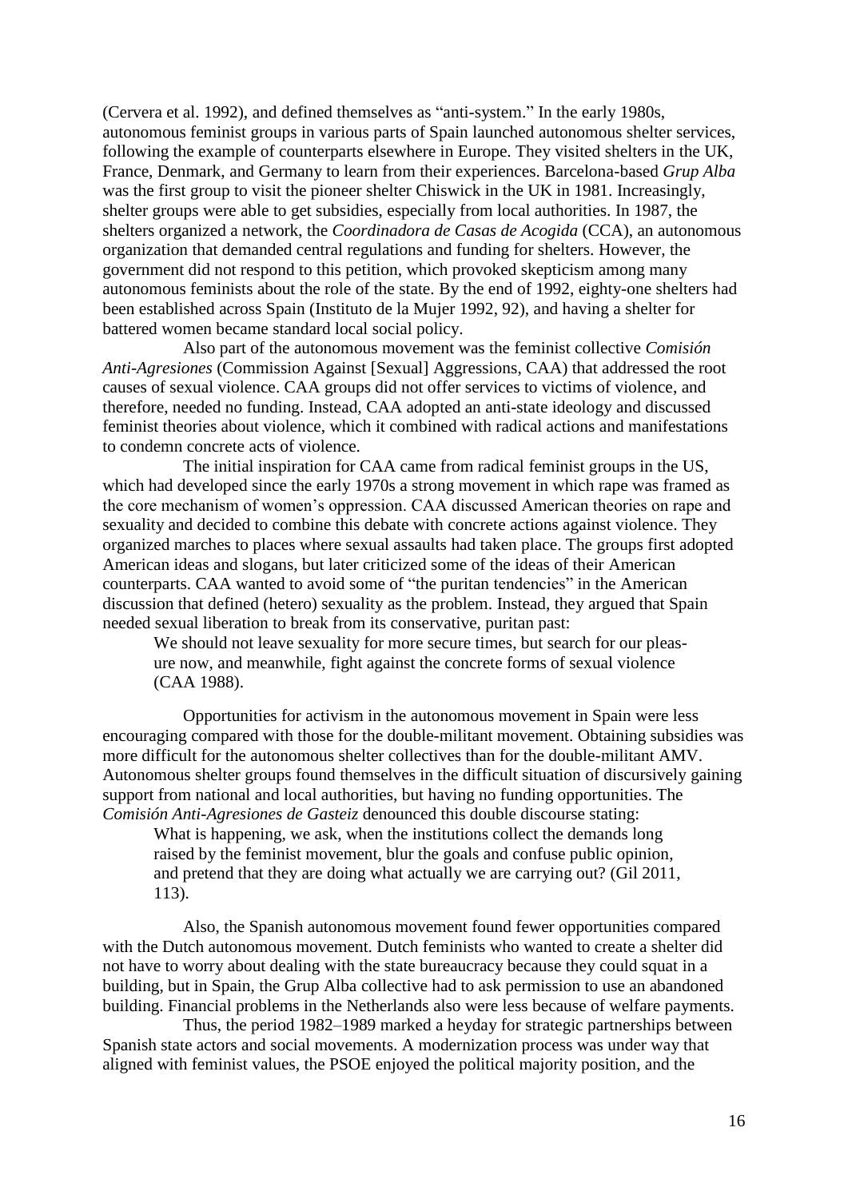(Cervera et al. 1992), and defined themselves as "anti-system." In the early 1980s, autonomous feminist groups in various parts of Spain launched autonomous shelter services, following the example of counterparts elsewhere in Europe. They visited shelters in the UK, France, Denmark, and Germany to learn from their experiences. Barcelona-based *Grup Alba* was the first group to visit the pioneer shelter Chiswick in the UK in 1981. Increasingly, shelter groups were able to get subsidies, especially from local authorities. In 1987, the shelters organized a network, the *Coordinadora de Casas de Acogida* (CCA), an autonomous organization that demanded central regulations and funding for shelters. However, the government did not respond to this petition, which provoked skepticism among many autonomous feminists about the role of the state. By the end of 1992, eighty-one shelters had been established across Spain (Instituto de la Mujer 1992, 92), and having a shelter for battered women became standard local social policy.

Also part of the autonomous movement was the feminist collective *Comisión Anti-Agresiones* (Commission Against [Sexual] Aggressions, CAA) that addressed the root causes of sexual violence. CAA groups did not offer services to victims of violence, and therefore, needed no funding. Instead, CAA adopted an anti-state ideology and discussed feminist theories about violence, which it combined with radical actions and manifestations to condemn concrete acts of violence.

The initial inspiration for CAA came from radical feminist groups in the US, which had developed since the early 1970s a strong movement in which rape was framed as the core mechanism of women's oppression. CAA discussed American theories on rape and sexuality and decided to combine this debate with concrete actions against violence. They organized marches to places where sexual assaults had taken place. The groups first adopted American ideas and slogans, but later criticized some of the ideas of their American counterparts. CAA wanted to avoid some of "the puritan tendencies" in the American discussion that defined (hetero) sexuality as the problem. Instead, they argued that Spain needed sexual liberation to break from its conservative, puritan past:

> We should not leave sexuality for more secure times, but search for our pleasure now, and meanwhile, fight against the concrete forms of sexual violence (CAA 1988).

Opportunities for activism in the autonomous movement in Spain were less encouraging compared with those for the double-militant movement. Obtaining subsidies was more difficult for the autonomous shelter collectives than for the double-militant AMV. Autonomous shelter groups found themselves in the difficult situation of discursively gaining support from national and local authorities, but having no funding opportunities. The *Comisión Anti-Agresiones de Gasteiz* denounced this double discourse stating:

> What is happening, we ask, when the institutions collect the demands long raised by the feminist movement, blur the goals and confuse public opinion, and pretend that they are doing what actually we are carrying out? (Gil 2011, 113).

Also, the Spanish autonomous movement found fewer opportunities compared with the Dutch autonomous movement. Dutch feminists who wanted to create a shelter did not have to worry about dealing with the state bureaucracy because they could squat in a building, but in Spain, the Grup Alba collective had to ask permission to use an abandoned building. Financial problems in the Netherlands also were less because of welfare payments.

Thus, the period 1982–1989 marked a heyday for strategic partnerships between Spanish state actors and social movements. A modernization process was under way that aligned with feminist values, the PSOE enjoyed the political majority position, and the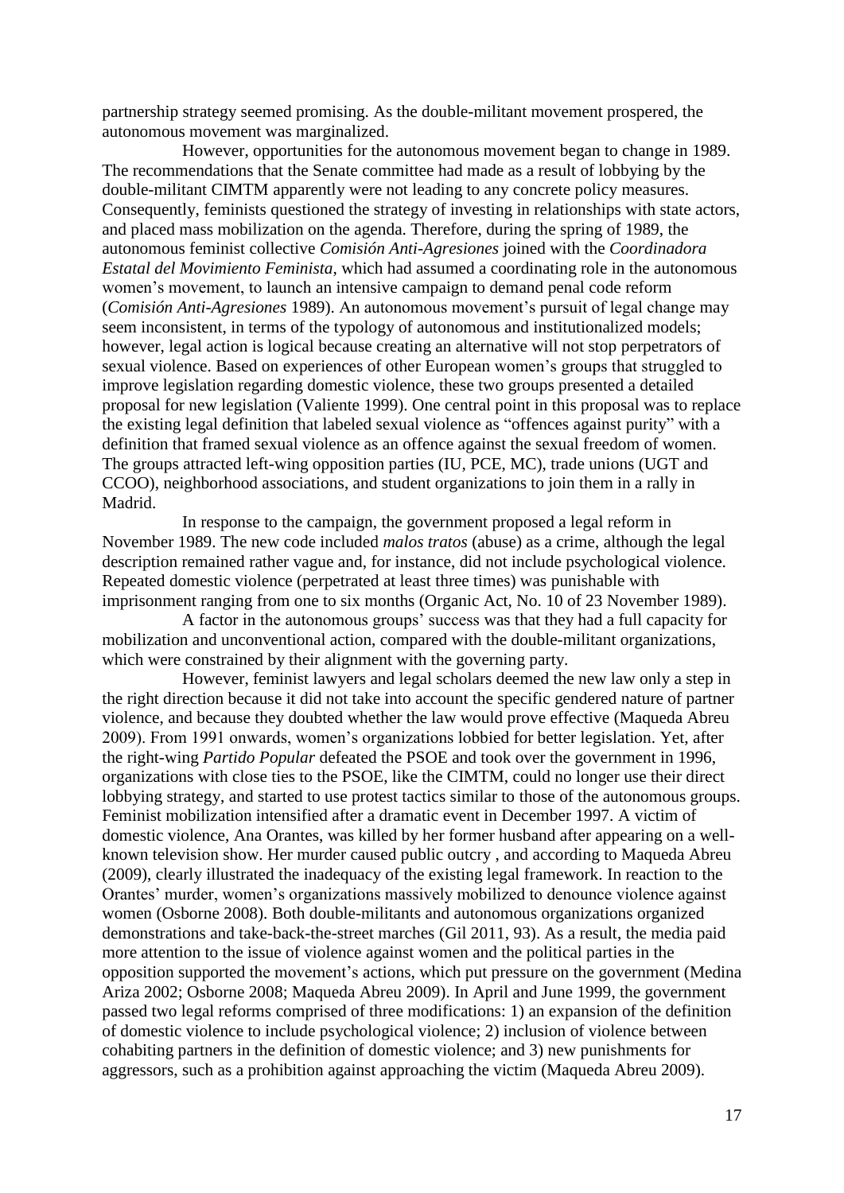partnership strategy seemed promising. As the double-militant movement prospered, the autonomous movement was marginalized.

However, opportunities for the autonomous movement began to change in 1989. The recommendations that the Senate committee had made as a result of lobbying by the double-militant CIMTM apparently were not leading to any concrete policy measures. Consequently, feminists questioned the strategy of investing in relationships with state actors, and placed mass mobilization on the agenda. Therefore, during the spring of 1989, the autonomous feminist collective *Comisión Anti-Agresiones* joined with the *Coordinadora Estatal del Movimiento Feminista*, which had assumed a coordinating role in the autonomous women's movement, to launch an intensive campaign to demand penal code reform (*Comisión Anti-Agresiones* 1989). An autonomous movement's pursuit of legal change may seem inconsistent, in terms of the typology of autonomous and institutionalized models; however, legal action is logical because creating an alternative will not stop perpetrators of sexual violence. Based on experiences of other European women's groups that struggled to improve legislation regarding domestic violence, these two groups presented a detailed proposal for new legislation (Valiente 1999). One central point in this proposal was to replace the existing legal definition that labeled sexual violence as "offences against purity" with a definition that framed sexual violence as an offence against the sexual freedom of women. The groups attracted left-wing opposition parties (IU, PCE, MC), trade unions (UGT and CCOO), neighborhood associations, and student organizations to join them in a rally in Madrid.

In response to the campaign, the government proposed a legal reform in November 1989. The new code included *malos tratos* (abuse) as a crime, although the legal description remained rather vague and, for instance, did not include psychological violence. Repeated domestic violence (perpetrated at least three times) was punishable with imprisonment ranging from one to six months (Organic Act, No. 10 of 23 November 1989).

A factor in the autonomous groups' success was that they had a full capacity for mobilization and unconventional action, compared with the double-militant organizations, which were constrained by their alignment with the governing party.

However, feminist lawyers and legal scholars deemed the new law only a step in the right direction because it did not take into account the specific gendered nature of partner violence, and because they doubted whether the law would prove effective (Maqueda Abreu 2009). From 1991 onwards, women's organizations lobbied for better legislation. Yet, after the right-wing *Partido Popular* defeated the PSOE and took over the government in 1996, organizations with close ties to the PSOE, like the CIMTM, could no longer use their direct lobbying strategy, and started to use protest tactics similar to those of the autonomous groups. Feminist mobilization intensified after a dramatic event in December 1997. A victim of domestic violence, Ana Orantes, was killed by her former husband after appearing on a well-known television show. Her murder caused public outcry , and according to Maqueda Abreu (2009), clearly illustrated the inadequacy of the existing legal framework. In reaction to the Orantes' murder, women's organizations massively mobilized to denounce violence against women (Osborne 2008). Both double-militants and autonomous organizations organized demonstrations and take-back-the-street marches (Gil 2011, 93). As a result, the media paid more attention to the issue of violence against women and the political parties in the opposition supported the movement's actions, which put pressure on the government (Medina Ariza 2002; Osborne 2008; Maqueda Abreu 2009). In April and June 1999, the government passed two legal reforms comprised of three modifications: 1) an expansion of the definition of domestic violence to include psychological violence; 2) inclusion of violence between cohabiting partners in the definition of domestic violence; and 3) new punishments for aggressors, such as a prohibition against approaching the victim (Maqueda Abreu 2009).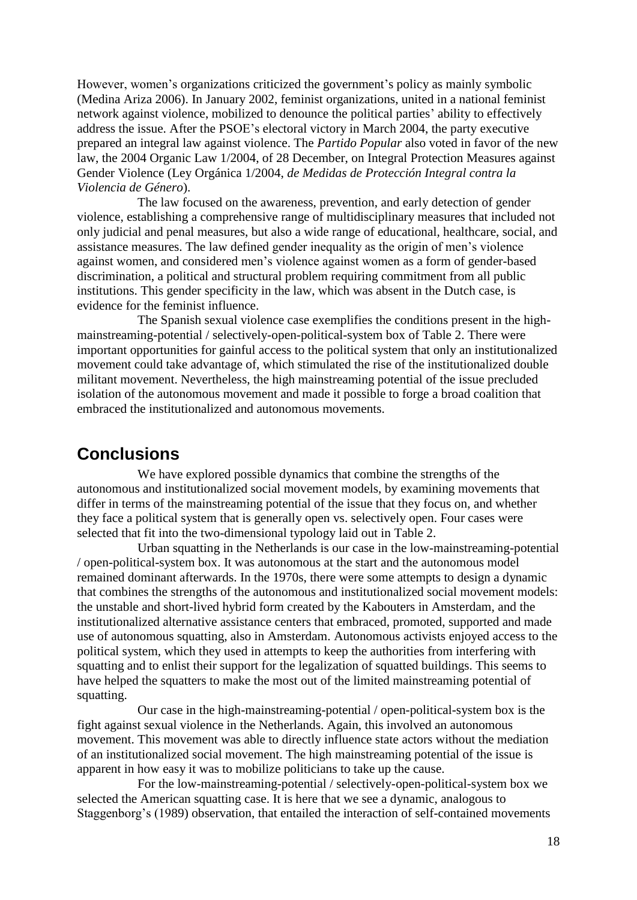However, women's organizations criticized the government's policy as mainly symbolic (Medina Ariza 2006). In January 2002, feminist organizations, united in a national feminist network against violence, mobilized to denounce the political parties' ability to effectively address the issue. After the PSOE's electoral victory in March 2004, the party executive prepared an integral law against violence. The *Partido Popular* also voted in favor of the new law, the 2004 Organic Law 1/2004, of 28 December, on Integral Protection Measures against Gender Violence (Ley Orgánica 1/2004, *de Medidas de Protección Integral contra la Violencia de Género*).

The law focused on the awareness, prevention, and early detection of gender violence, establishing a comprehensive range of multidisciplinary measures that included not only judicial and penal measures, but also a wide range of educational, healthcare, social, and assistance measures. The law defined gender inequality as the origin of men's violence against women, and considered men's violence against women as a form of gender-based discrimination, a political and structural problem requiring commitment from all public institutions. This gender specificity in the law, which was absent in the Dutch case, is evidence for the feminist influence.

The Spanish sexual violence case exemplifies the conditions present in the high-mainstreaming-potential / selectively-open-political-system box of Table 2. There were important opportunities for gainful access to the political system that only an institutionalized movement could take advantage of, which stimulated the rise of the institutionalized double militant movement. Nevertheless, the high mainstreaming potential of the issue precluded isolation of the autonomous movement and made it possible to forge a broad coalition that embraced the institutionalized and autonomous movements.

## Conclusions

We have explored possible dynamics that combine the strengths of the autonomous and institutionalized social movement models, by examining movements that differ in terms of the mainstreaming potential of the issue that they focus on, and whether they face a political system that is generally open vs. selectively open. Four cases were selected that fit into the two-dimensional typology laid out in Table 2.

Urban squatting in the Netherlands is our case in the low-mainstreaming-potential / open-political-system box. It was autonomous at the start and the autonomous model remained dominant afterwards. In the 1970s, there were some attempts to design a dynamic that combines the strengths of the autonomous and institutionalized social movement models: the unstable and short-lived hybrid form created by the Kabouters in Amsterdam, and the institutionalized alternative assistance centers that embraced, promoted, supported and made use of autonomous squatting, also in Amsterdam. Autonomous activists enjoyed access to the political system, which they used in attempts to keep the authorities from interfering with squatting and to enlist their support for the legalization of squatted buildings. This seems to have helped the squatters to make the most out of the limited mainstreaming potential of squatting.

Our case in the high-mainstreaming-potential / open-political-system box is the fight against sexual violence in the Netherlands. Again, this involved an autonomous movement. This movement was able to directly influence state actors without the mediation of an institutionalized social movement. The high mainstreaming potential of the issue is apparent in how easy it was to mobilize politicians to take up the cause.

For the low-mainstreaming-potential / selectively-open-political-system box we selected the American squatting case. It is here that we see a dynamic, analogous to Staggenborg's (1989) observation, that entailed the interaction of self-contained movements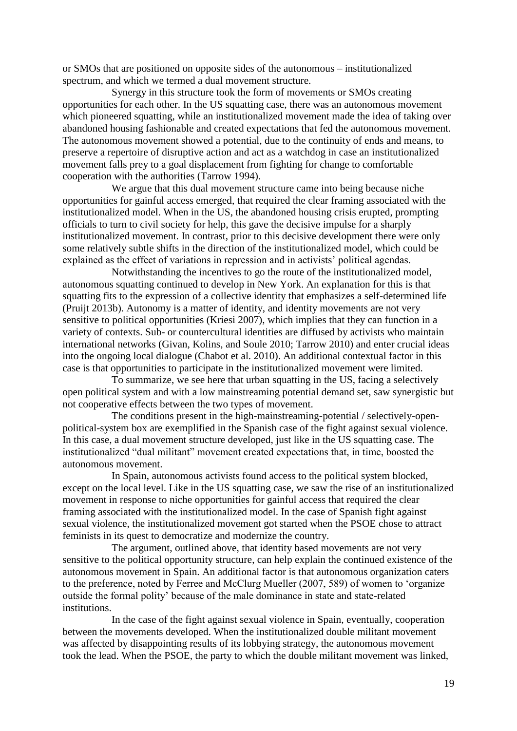or SMOs that are positioned on opposite sides of the autonomous – institutionalized spectrum, and which we termed a dual movement structure.

Synergy in this structure took the form of movements or SMOs creating opportunities for each other. In the US squatting case, there was an autonomous movement which pioneered squatting, while an institutionalized movement made the idea of taking over abandoned housing fashionable and created expectations that fed the autonomous movement. The autonomous movement showed a potential, due to the continuity of ends and means, to preserve a repertoire of disruptive action and act as a watchdog in case an institutionalized movement falls prey to a goal displacement from fighting for change to comfortable cooperation with the authorities (Tarrow 1994).

We argue that this dual movement structure came into being because niche opportunities for gainful access emerged, that required the clear framing associated with the institutionalized model. When in the US, the abandoned housing crisis erupted, prompting officials to turn to civil society for help, this gave the decisive impulse for a sharply institutionalized movement. In contrast, prior to this decisive development there were only some relatively subtle shifts in the direction of the institutionalized model, which could be explained as the effect of variations in repression and in activists' political agendas.

Notwithstanding the incentives to go the route of the institutionalized model, autonomous squatting continued to develop in New York. An explanation for this is that squatting fits to the expression of a collective identity that emphasizes a self-determined life (Pruijt 2013b). Autonomy is a matter of identity, and identity movements are not very sensitive to political opportunities (Kriesi 2007), which implies that they can function in a variety of contexts. Sub- or countercultural identities are diffused by activists who maintain international networks (Givan, Kolins, and Soule 2010; Tarrow 2010) and enter crucial ideas into the ongoing local dialogue (Chabot et al. 2010). An additional contextual factor in this case is that opportunities to participate in the institutionalized movement were limited.

To summarize, we see here that urban squatting in the US, facing a selectively open political system and with a low mainstreaming potential demand set, saw synergistic but not cooperative effects between the two types of movement.

The conditions present in the high-mainstreaming-potential / selectively-open-political-system box are exemplified in the Spanish case of the fight against sexual violence. In this case, a dual movement structure developed, just like in the US squatting case. The institutionalized "dual militant" movement created expectations that, in time, boosted the autonomous movement.

In Spain, autonomous activists found access to the political system blocked, except on the local level. Like in the US squatting case, we saw the rise of an institutionalized movement in response to niche opportunities for gainful access that required the clear framing associated with the institutionalized model. In the case of Spanish fight against sexual violence, the institutionalized movement got started when the PSOE chose to attract feminists in its quest to democratize and modernize the country.

The argument, outlined above, that identity based movements are not very sensitive to the political opportunity structure, can help explain the continued existence of the autonomous movement in Spain. An additional factor is that autonomous organization caters to the preference, noted by Ferree and McClurg Mueller (2007, 589) of women to 'organize outside the formal polity' because of the male dominance in state and state-related institutions.

In the case of the fight against sexual violence in Spain, eventually, cooperation between the movements developed. When the institutionalized double militant movement was affected by disappointing results of its lobbying strategy, the autonomous movement took the lead. When the PSOE, the party to which the double militant movement was linked,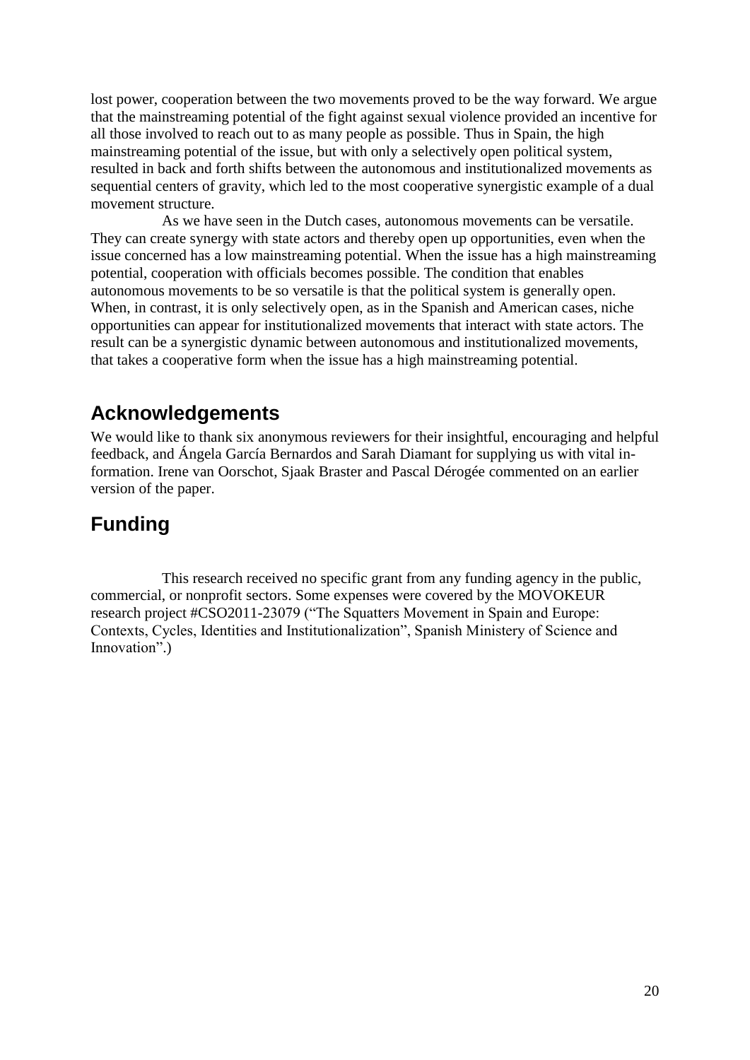lost power, cooperation between the two movements proved to be the way forward. We argue that the mainstreaming potential of the fight against sexual violence provided an incentive for all those involved to reach out to as many people as possible. Thus in Spain, the high mainstreaming potential of the issue, but with only a selectively open political system, resulted in back and forth shifts between the autonomous and institutionalized movements as sequential centers of gravity, which led to the most cooperative synergistic example of a dual movement structure.

As we have seen in the Dutch cases, autonomous movements can be versatile. They can create synergy with state actors and thereby open up opportunities, even when the issue concerned has a low mainstreaming potential. When the issue has a high mainstreaming potential, cooperation with officials becomes possible. The condition that enables autonomous movements to be so versatile is that the political system is generally open. When, in contrast, it is only selectively open, as in the Spanish and American cases, niche opportunities can appear for institutionalized movements that interact with state actors. The result can be a synergistic dynamic between autonomous and institutionalized movements, that takes a cooperative form when the issue has a high mainstreaming potential.

## Acknowledgements

We would like to thank six anonymous reviewers for their insightful, encouraging and helpful feedback, and Ángela García Bernardos and Sarah Diamant for supplying us with vital information. Irene van Oorschot, Sjaak Braster and Pascal Dérogée commented on an earlier version of the paper.

## Funding

This research received no specific grant from any funding agency in the public, commercial, or nonprofit sectors. Some expenses were covered by the MOVOKEUR research project #CSO2011-23079 ("The Squatters Movement in Spain and Europe: Contexts, Cycles, Identities and Institutionalization", Spanish Ministery of Science and Innovation".)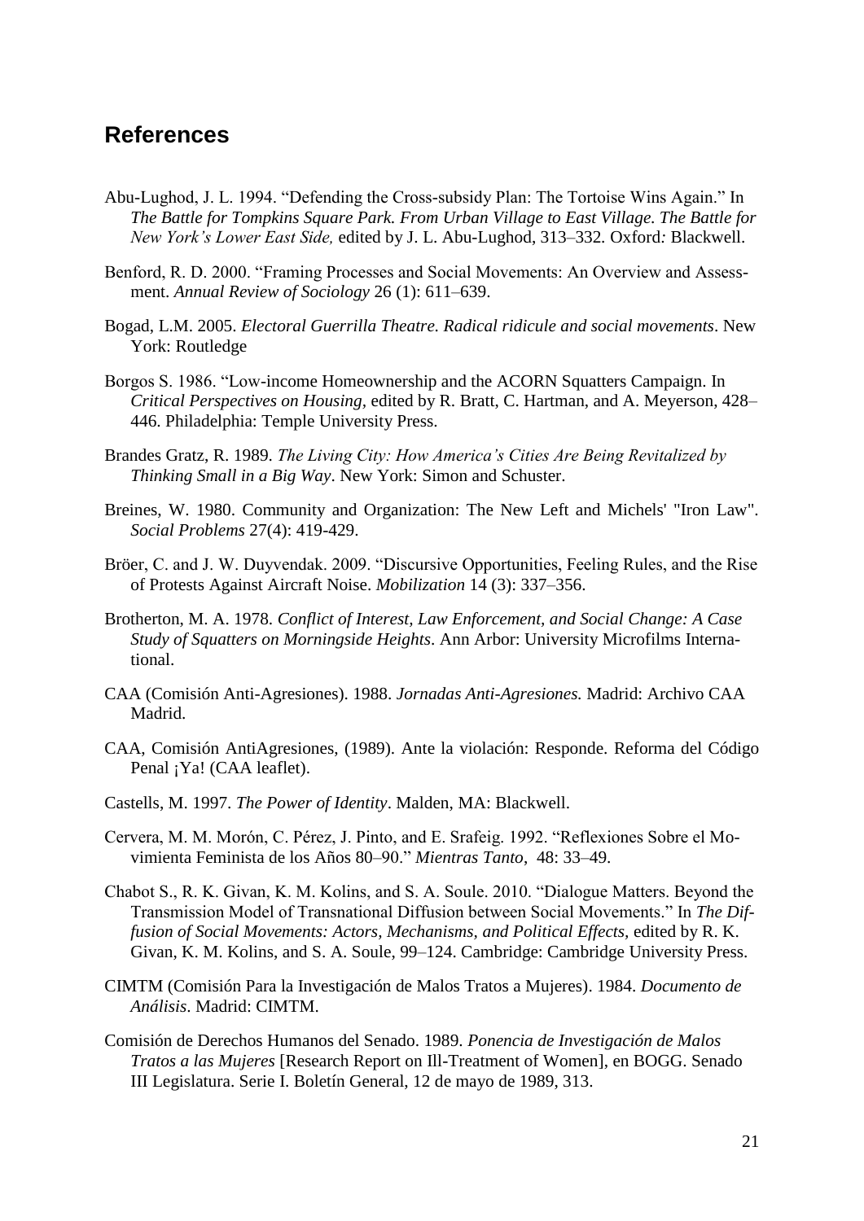## References

Abu-Lughod, J. L. 1994. “Defending the Cross-subsidy Plan: The Tortoise Wins Again.” In *The Battle for Tompkins Square Park. From Urban Village to East Village. The Battle for New York's Lower East Side,* edited by J. L. Abu-Lughod, 313–332. Oxford: Blackwell.

Benford, R. D. 2000. “Framing Processes and Social Movements: An Overview and Assessment. *Annual Review of Sociology* 26 (1): 611–639.

Bogad, L.M. 2005. *Electoral Guerrilla Theatre. Radical ridicule and social movements*. New York: Routledge

Borgos S. 1986. “Low-income Homeownership and the ACORN Squatters Campaign. In *Critical Perspectives on Housing,* edited by R. Bratt, C. Hartman, and A. Meyerson, 428–446. Philadelphia: Temple University Press.

Brandes Gratz, R. 1989. *The Living City: How America's Cities Are Being Revitalized by Thinking Small in a Big Way*. New York: Simon and Schuster.

Breines, W. 1980. Community and Organization: The New Left and Michels' "Iron Law". *Social Problems* 27(4): 419-429.

Bröer, C. and J. W. Duyvendak. 2009. “Discursive Opportunities, Feeling Rules, and the Rise of Protests Against Aircraft Noise. *Mobilization* 14 (3): 337–356.

Brotherton, M. A. 1978. *Conflict of Interest, Law Enforcement, and Social Change: A Case Study of Squatters on Morningside Heights*. Ann Arbor: University Microfilms International.

CAA (Comisión Anti-Agresiones). 1988. *Jornadas Anti-Agresiones.* Madrid: Archivo CAA Madrid.

CAA, Comisión AntiAgresiones, (1989). Ante la violación: Responde. Reforma del Código Penal ¡Ya! (CAA leaflet).

Castells, M. 1997. *The Power of Identity*. Malden, MA: Blackwell.

Cervera, M. M. Morón, C. Pérez, J. Pinto, and E. Srafeig. 1992. “Reflexiones Sobre el Movimienta Feminista de los Años 80–90.” *Mientras Tanto*, 48: 33–49.

Chabot S., R. K. Givan, K. M. Kolins, and S. A. Soule. 2010. “Dialogue Matters. Beyond the Transmission Model of Transnational Diffusion between Social Movements.” In *The Diffusion of Social Movements: Actors, Mechanisms, and Political Effects,* edited by R. K. Givan, K. M. Kolins, and S. A. Soule, 99–124. Cambridge: Cambridge University Press.

CIMTM (Comisión Para la Investigación de Malos Tratos a Mujeres). 1984. *Documento de Análisis*. Madrid: CIMTM.

Comisión de Derechos Humanos del Senado. 1989. *Ponencia de Investigación de Malos Tratos a las Mujeres* [Research Report on Ill-Treatment of Women], en BOGG. Senado III Legislatura. Serie I. Boletín General, 12 de mayo de 1989, 313.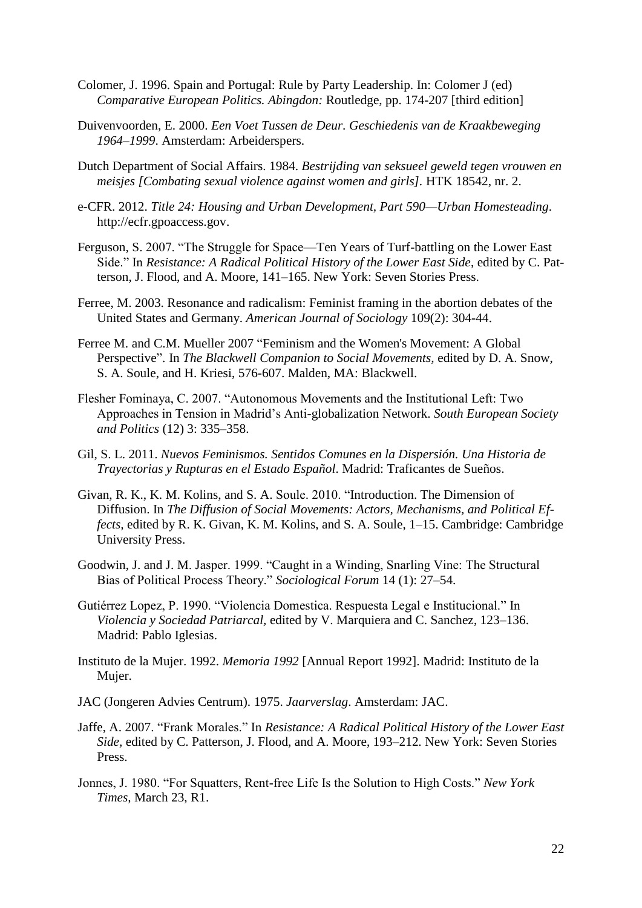Colomer, J. 1996. Spain and Portugal: Rule by Party Leadership. In: Colomer J (ed) *Comparative European Politics. Abingdon:* Routledge, pp. 174-207 [third edition]

Duivenvoorden, E. 2000. *Een Voet Tussen de Deur. Geschiedenis van de Kraakbeweging 1964–1999*. Amsterdam: Arbeiderspers.

Dutch Department of Social Affairs. 1984. *Bestrijding van seksueel geweld tegen vrouwen en meisjes [Combating sexual violence against women and girls]*. HTK 18542, nr. 2.

e-CFR. 2012. *Title 24: Housing and Urban Development, Part 590—Urban Homesteading*. http://ecfr.gpoaccess.gov.

Ferguson, S. 2007. "The Struggle for Space—Ten Years of Turf-battling on the Lower East Side." In *Resistance: A Radical Political History of the Lower East Side*, edited by C. Patterson, J. Flood, and A. Moore, 141–165. New York: Seven Stories Press.

Ferree, M. 2003. Resonance and radicalism: Feminist framing in the abortion debates of the United States and Germany. *American Journal of Sociology* 109(2): 304-44.

Ferree M. and C.M. Mueller 2007 "Feminism and the Women's Movement: A Global Perspective". In *The Blackwell Companion to Social Movements*, edited by D. A. Snow, S. A. Soule, and H. Kriesi, 576-607. Malden, MA: Blackwell.

Flesher Fominaya, C. 2007. "Autonomous Movements and the Institutional Left: Two Approaches in Tension in Madrid's Anti-globalization Network. *South European Society and Politics* (12) 3: 335–358.

Gil, S. L. 2011. *Nuevos Feminismos. Sentidos Comunes en la Dispersión. Una Historia de Trayectorias y Rupturas en el Estado Español*. Madrid: Traficantes de Sueños.

Givan, R. K., K. M. Kolins, and S. A. Soule. 2010. "Introduction. The Dimension of Diffusion. In *The Diffusion of Social Movements: Actors, Mechanisms, and Political Effects*, edited by R. K. Givan, K. M. Kolins, and S. A. Soule, 1–15. Cambridge: Cambridge University Press.

Goodwin, J. and J. M. Jasper. 1999. "Caught in a Winding, Snarling Vine: The Structural Bias of Political Process Theory." *Sociological Forum* 14 (1): 27–54.

Gutiérrez Lopez, P. 1990. "Violencia Domestica. Respuesta Legal e Institucional." In *Violencia y Sociedad Patriarcal*, edited by V. Marquiera and C. Sanchez, 123–136. Madrid: Pablo Iglesias.

Instituto de la Mujer. 1992. *Memoria 1992* [Annual Report 1992]. Madrid: Instituto de la Mujer.

JAC (Jongeren Advies Centrum). 1975. *Jaarverslag*. Amsterdam: JAC.

Jaffe, A. 2007. "Frank Morales." In *Resistance: A Radical Political History of the Lower East Side*, edited by C. Patterson, J. Flood, and A. Moore, 193–212. New York: Seven Stories Press.

Jonnes, J. 1980. "For Squatters, Rent-free Life Is the Solution to High Costs." *New York Times*, March 23, R1.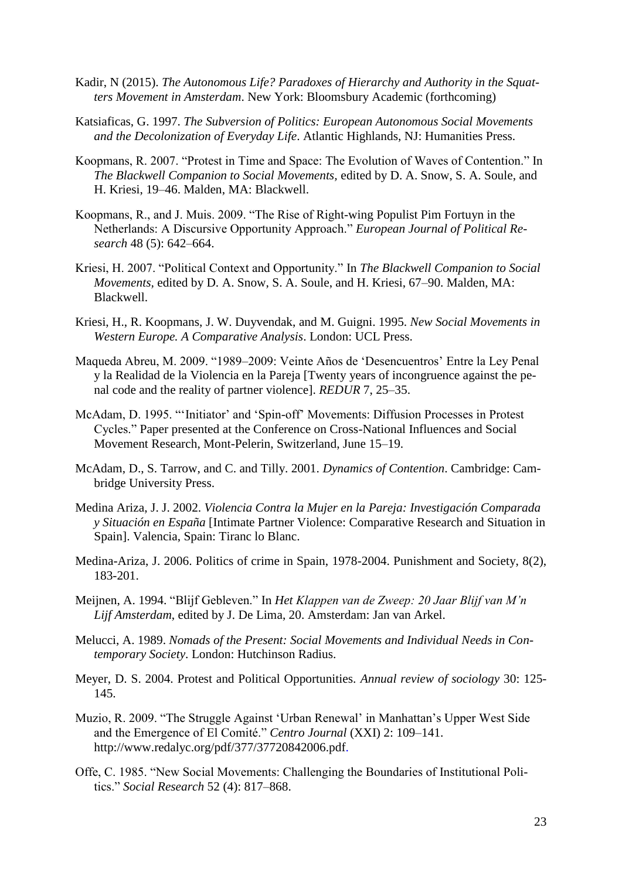Kadir, N (2015). *The Autonomous Life? Paradoxes of Hierarchy and Authority in the Squatters Movement in Amsterdam*. New York: Bloomsbury Academic (forthcoming)

Katsiaficas, G. 1997. *The Subversion of Politics: European Autonomous Social Movements and the Decolonization of Everyday Life*. Atlantic Highlands, NJ: Humanities Press.

Koopmans, R. 2007. "Protest in Time and Space: The Evolution of Waves of Contention." In *The Blackwell Companion to Social Movements*, edited by D. A. Snow, S. A. Soule, and H. Kriesi, 19–46. Malden, MA: Blackwell.

Koopmans, R., and J. Muis. 2009. "The Rise of Right-wing Populist Pim Fortuyn in the Netherlands: A Discursive Opportunity Approach." *European Journal of Political Research* 48 (5): 642–664.

Kriesi, H. 2007. "Political Context and Opportunity." In *The Blackwell Companion to Social Movements*, edited by D. A. Snow, S. A. Soule, and H. Kriesi, 67–90. Malden, MA: Blackwell.

Kriesi, H., R. Koopmans, J. W. Duyvendak, and M. Guigni. 1995. *New Social Movements in Western Europe. A Comparative Analysis*. London: UCL Press.

Maqueda Abreu, M. 2009. "1989–2009: Veinte Años de 'Desencuentros' Entre la Ley Penal y la Realidad de la Violencia en la Pareja [Twenty years of incongruence against the penal code and the reality of partner violence]. *REDUR* 7, 25–35.

McAdam, D. 1995. "'Initiator' and 'Spin-off' Movements: Diffusion Processes in Protest Cycles." Paper presented at the Conference on Cross-National Influences and Social Movement Research, Mont-Pelerin, Switzerland, June 15–19.

McAdam, D., S. Tarrow, and C. and Tilly. 2001. *Dynamics of Contention*. Cambridge: Cambridge University Press.

Medina Ariza, J. J. 2002. *Violencia Contra la Mujer en la Pareja: Investigación Comparada y Situación en España* [Intimate Partner Violence: Comparative Research and Situation in Spain]. Valencia, Spain: Tiranc lo Blanc.

Medina-Ariza, J. 2006. Politics of crime in Spain, 1978-2004. Punishment and Society, 8(2), 183-201.

Meijnen, A. 1994. "Blijf Gebleven." In *Het Klappen van de Zweep: 20 Jaar Blijf van M'n Lijf Amsterdam*, edited by J. De Lima, 20. Amsterdam: Jan van Arkel.

Melucci, A. 1989. *Nomads of the Present: Social Movements and Individual Needs in Contemporary Society*. London: Hutchinson Radius.

Meyer, D. S. 2004. Protest and Political Opportunities. *Annual review of sociology* 30: 125-145.

Muzio, R. 2009. "The Struggle Against 'Urban Renewal' in Manhattan's Upper West Side and the Emergence of El Comité." *Centro Journal* (XXI) 2: 109–141. http://www.redalyc.org/pdf/377/37720842006.pdf.

Offe, C. 1985. "New Social Movements: Challenging the Boundaries of Institutional Politics." *Social Research* 52 (4): 817–868.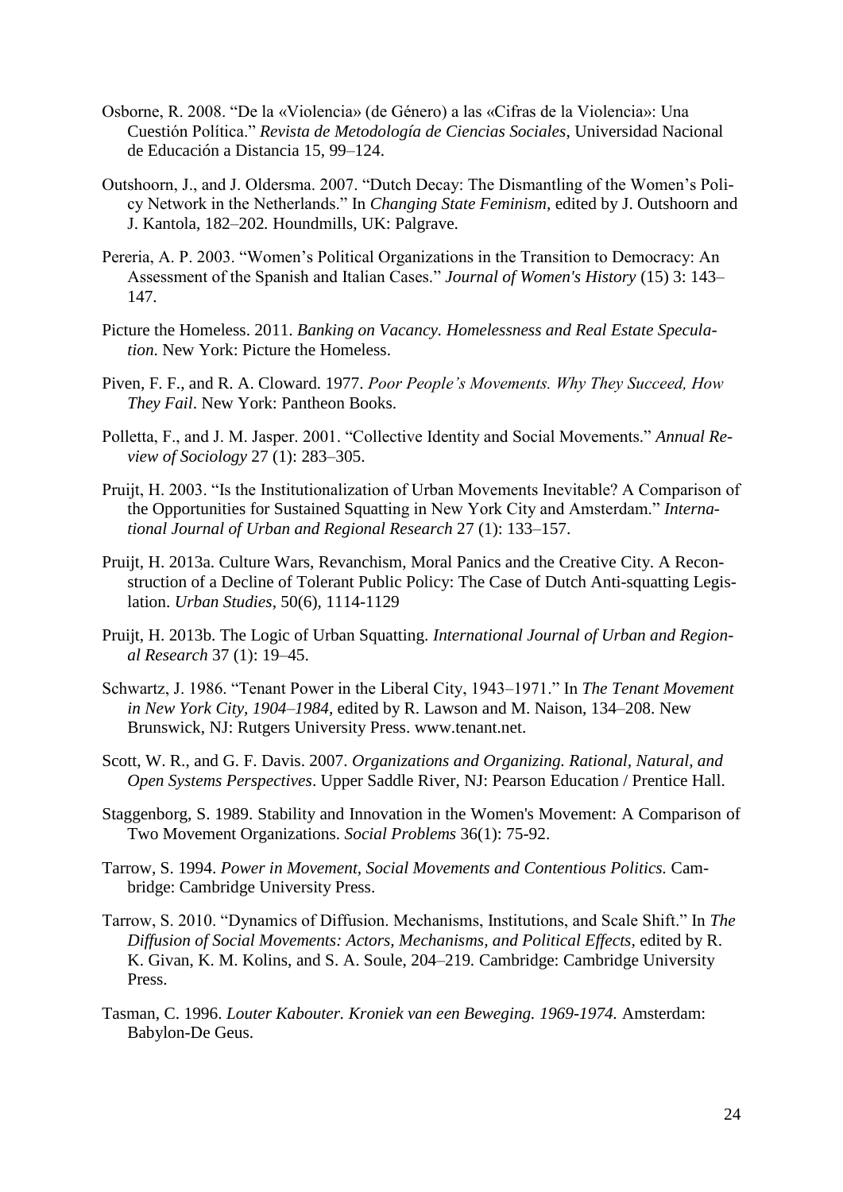Osborne, R. 2008. "De la «Violencia» (de Género) a las «Cifras de la Violencia»: Una Cuestión Política." *Revista de Metodología de Ciencias Sociales*, Universidad Nacional de Educación a Distancia 15, 99–124.

Outshoorn, J., and J. Oldersma. 2007. "Dutch Decay: The Dismantling of the Women's Policy Network in the Netherlands." In *Changing State Feminism*, edited by J. Outshoorn and J. Kantola, 182–202. Houndmills, UK: Palgrave.

Pereria, A. P. 2003. "Women's Political Organizations in the Transition to Democracy: An Assessment of the Spanish and Italian Cases." *Journal of Women's History* (15) 3: 143–147.

Picture the Homeless. 2011. *Banking on Vacancy. Homelessness and Real Estate Speculation.* New York: Picture the Homeless.

Piven, F. F., and R. A. Cloward. 1977. *Poor People's Movements. Why They Succeed, How They Fail*. New York: Pantheon Books.

Polletta, F., and J. M. Jasper. 2001. "Collective Identity and Social Movements." *Annual Review of Sociology* 27 (1): 283–305.

Pruijt, H. 2003. "Is the Institutionalization of Urban Movements Inevitable? A Comparison of the Opportunities for Sustained Squatting in New York City and Amsterdam." *International Journal of Urban and Regional Research* 27 (1): 133–157.

Pruijt, H. 2013a. Culture Wars, Revanchism, Moral Panics and the Creative City. A Reconstruction of a Decline of Tolerant Public Policy: The Case of Dutch Anti-squatting Legislation. *Urban Studies*, 50(6), 1114-1129

Pruijt, H. 2013b. The Logic of Urban Squatting. *International Journal of Urban and Regional Research* 37 (1): 19–45.

Schwartz, J. 1986. "Tenant Power in the Liberal City, 1943–1971." In *The Tenant Movement in New York City, 1904–1984*, edited by R. Lawson and M. Naison, 134–208. New Brunswick, NJ: Rutgers University Press. www.tenant.net.

Scott, W. R., and G. F. Davis. 2007. *Organizations and Organizing. Rational, Natural, and Open Systems Perspectives*. Upper Saddle River, NJ: Pearson Education / Prentice Hall.

Staggenborg, S. 1989. Stability and Innovation in the Women's Movement: A Comparison of Two Movement Organizations. *Social Problems* 36(1): 75-92.

Tarrow, S. 1994. *Power in Movement, Social Movements and Contentious Politics.* Cambridge: Cambridge University Press.

Tarrow, S. 2010. "Dynamics of Diffusion. Mechanisms, Institutions, and Scale Shift." In *The Diffusion of Social Movements: Actors, Mechanisms, and Political Effects*, edited by R. K. Givan, K. M. Kolins, and S. A. Soule, 204–219. Cambridge: Cambridge University Press.

Tasman, C. 1996. *Louter Kabouter. Kroniek van een Beweging. 1969-1974.* Amsterdam: Babylon-De Geus.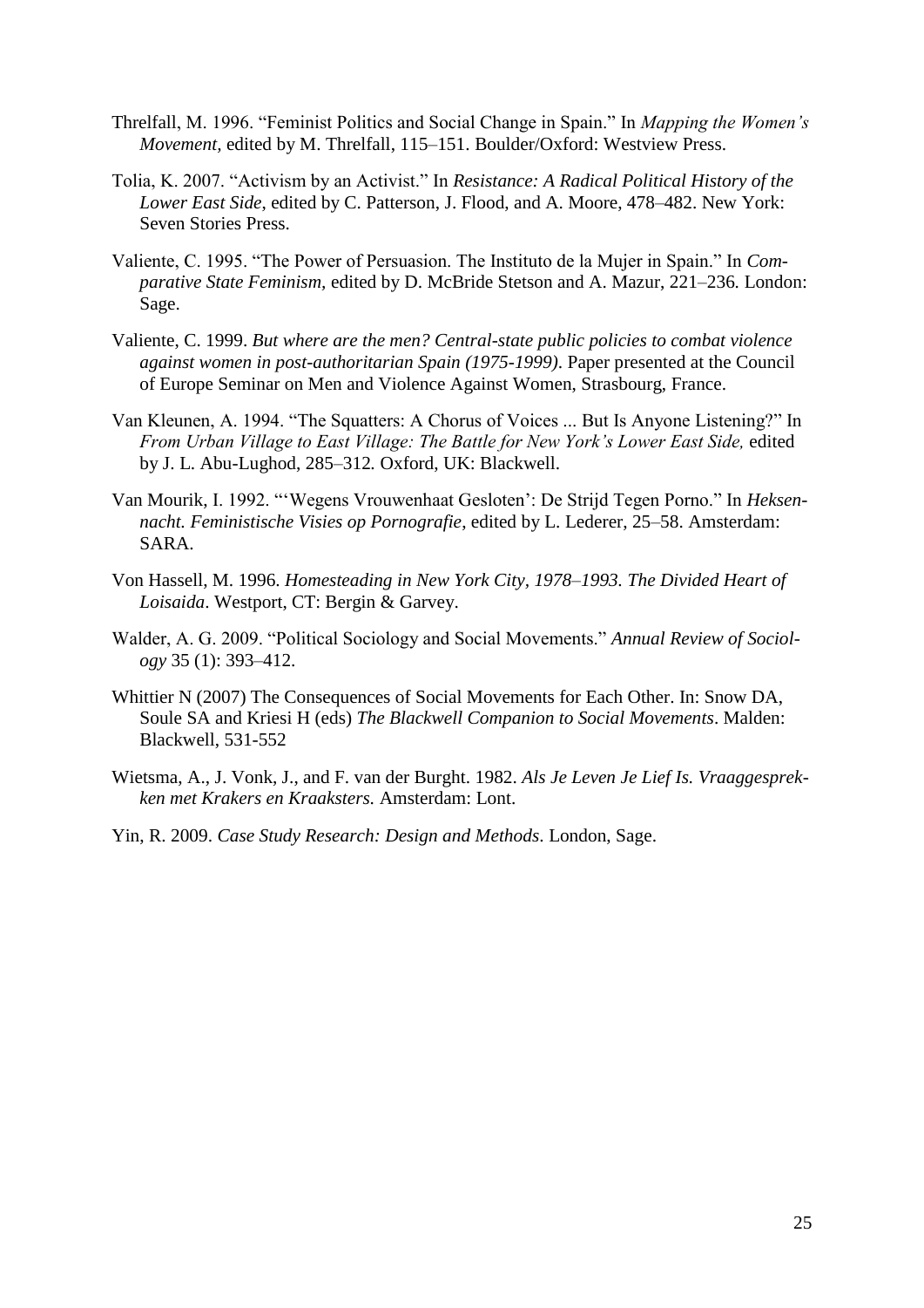Threlfall, M. 1996. "Feminist Politics and Social Change in Spain." In *Mapping the Women's Movement*, edited by M. Threlfall, 115–151. Boulder/Oxford: Westview Press.

Tolia, K. 2007. "Activism by an Activist." In *Resistance: A Radical Political History of the Lower East Side*, edited by C. Patterson, J. Flood, and A. Moore, 478–482. New York: Seven Stories Press.

Valiente, C. 1995. "The Power of Persuasion. The Instituto de la Mujer in Spain." In *Comparative State Feminism*, edited by D. McBride Stetson and A. Mazur, 221–236. London: Sage.

Valiente, C. 1999. *But where are the men? Central-state public policies to combat violence against women in post-authoritarian Spain (1975-1999)*. Paper presented at the Council of Europe Seminar on Men and Violence Against Women, Strasbourg, France.

Van Kleunen, A. 1994. "The Squatters: A Chorus of Voices ... But Is Anyone Listening?" In *From Urban Village to East Village: The Battle for New York's Lower East Side,* edited by J. L. Abu-Lughod, 285–312. Oxford, UK: Blackwell.

Van Mourik, I. 1992. "'Wegens Vrouwenhaat Gesloten': De Strijd Tegen Porno." In *Heksennacht. Feministische Visies op Pornografie*, edited by L. Lederer, 25–58. Amsterdam: SARA.

Von Hassell, M. 1996. *Homesteading in New York City, 1978–1993. The Divided Heart of Loisaida*. Westport, CT: Bergin & Garvey.

Walder, A. G. 2009. "Political Sociology and Social Movements." *Annual Review of Sociology* 35 (1): 393–412.

Whittier N (2007) The Consequences of Social Movements for Each Other. In: Snow DA, Soule SA and Kriesi H (eds) *The Blackwell Companion to Social Movements*. Malden: Blackwell, 531-552

Wietsma, A., J. Vonk, J., and F. van der Burght. 1982. *Als Je Leven Je Lief Is. Vraaggesprekken met Krakers en Kraaksters.* Amsterdam: Lont.

Yin, R. 2009. *Case Study Research: Design and Methods*. London, Sage.